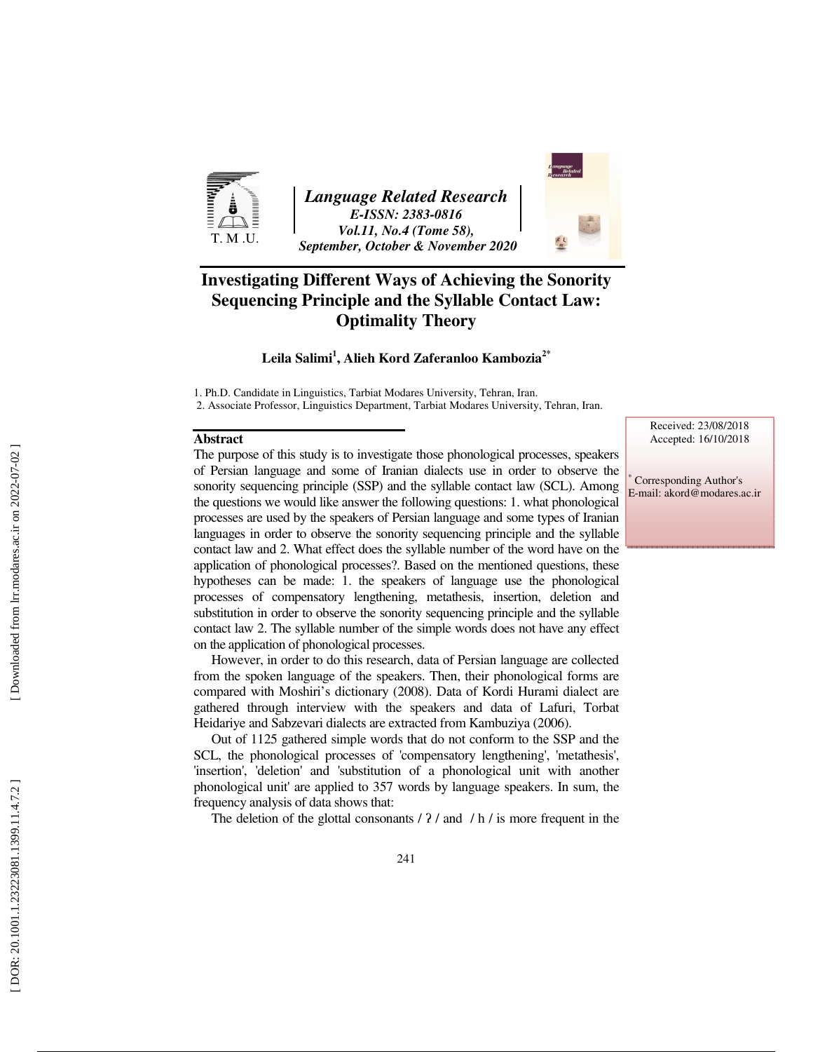# Investigating Different Ways of Achieving the Sonority Sequencing Principle and the Syllable Contact Law: Optimality Theory

**Leila Salimi[1], Alieh Kord Zaferanloo Kambozia[2*]**

1. Ph.D. Candidate in Linguistics, Tarbiat Modares University, Tehran, Iran.
2. Associate Professor, Linguistics Department, Tarbiat Modares University, Tehran, Iran.

Received: 23/08/2018
Accepted: 16/10/2018

\* Corresponding Author's
E-mail: akord@modares.ac.ir

## Abstract

The purpose of this study is to investigate those phonological processes, speakers of Persian language and some of Iranian dialects use in order to observe the sonority sequencing principle (SSP) and the syllable contact law (SCL). Among the questions we would like answer the following questions: 1. what phonological processes are used by the speakers of Persian language and some types of Iranian languages in order to observe the sonority sequencing principle and the syllable contact law and 2. What effect does the syllable number of the word have on the application of phonological processes?. Based on the mentioned questions, these hypotheses can be made: 1. the speakers of language use the phonological processes of compensatory lengthening, metathesis, insertion, deletion and substitution in order to observe the sonority sequencing principle and the syllable contact law 2. The syllable number of the simple words does not have any effect on the application of phonological processes.

However, in order to do this research, data of Persian language are collected from the spoken language of the speakers. Then, their phonological forms are compared with Moshiri's dictionary (2008). Data of Kordi Hurami dialect are gathered through interview with the speakers and data of Lafuri, Torbat Heidariye and Sabzevari dialects are extracted from Kambuziya (2006).

Out of 1125 gathered simple words that do not conform to the SSP and the SCL, the phonological processes of 'compensatory lengthening', 'metathesis', 'insertion', 'deletion' and 'substitution of a phonological unit with another phonological unit' are applied to 357 words by language speakers. In sum, the frequency analysis of data shows that:

The deletion of the glottal consonants / ʔ / and / h / is more frequent in the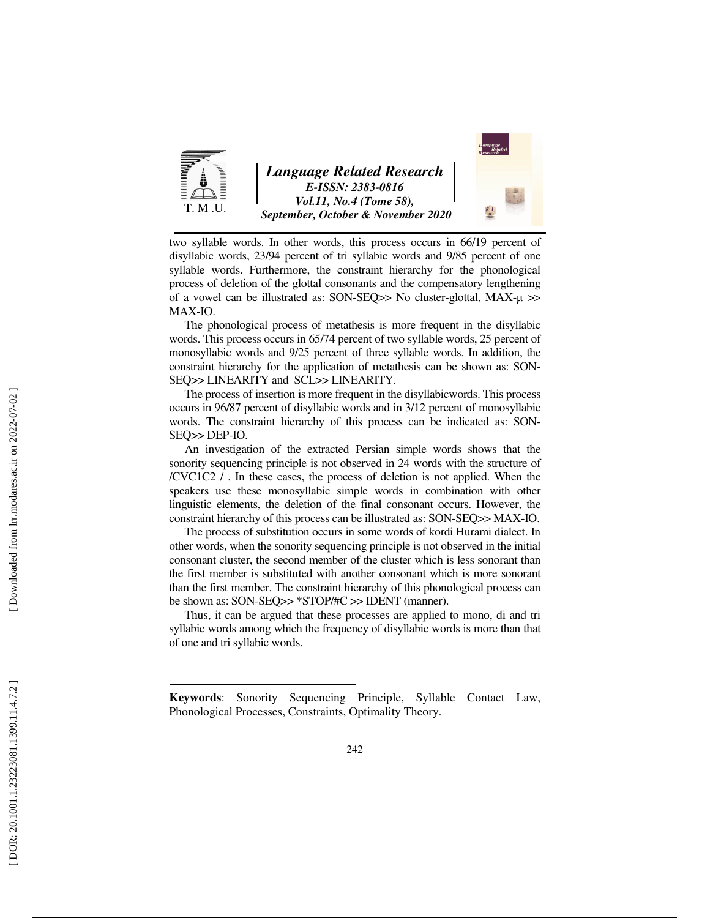two syllable words. In other words, this process occurs in 66/19 percent of disyllabic words, 23/94 percent of tri syllabic words and 9/85 percent of one syllable words. Furthermore, the constraint hierarchy for the phonological process of deletion of the glottal consonants and the compensatory lengthening of a vowel can be illustrated as: SON-SEQ>> No cluster-glottal, MAX-μ >> MAX-IO.

The phonological process of metathesis is more frequent in the disyllabic words. This process occurs in 65/74 percent of two syllable words, 25 percent of monosyllabic words and 9/25 percent of three syllable words. In addition, the constraint hierarchy for the application of metathesis can be shown as: SON-SEQ>> LINEARITY and SCL>> LINEARITY.

The process of insertion is more frequent in the disyllabicwords. This process occurs in 96/87 percent of disyllabic words and in 3/12 percent of monosyllabic words. The constraint hierarchy of this process can be indicated as: SON-SEQ>> DEP-IO.

An investigation of the extracted Persian simple words shows that the sonority sequencing principle is not observed in 24 words with the structure of /CVC1C2 / . In these cases, the process of deletion is not applied. When the speakers use these monosyllabic simple words in combination with other linguistic elements, the deletion of the final consonant occurs. However, the constraint hierarchy of this process can be illustrated as: SON-SEQ>> MAX-IO.

The process of substitution occurs in some words of kordi Hurami dialect. In other words, when the sonority sequencing principle is not observed in the initial consonant cluster, the second member of the cluster which is less sonorant than the first member is substituted with another consonant which is more sonorant than the first member. The constraint hierarchy of this phonological process can be shown as: SON-SEQ>> *STOP/#C >> IDENT (manner).

Thus, it can be argued that these processes are applied to mono, di and tri syllabic words among which the frequency of disyllabic words is more than that of one and tri syllabic words.

---

**Keywords**: Sonority Sequencing Principle, Syllable Contact Law, Phonological Processes, Constraints, Optimality Theory.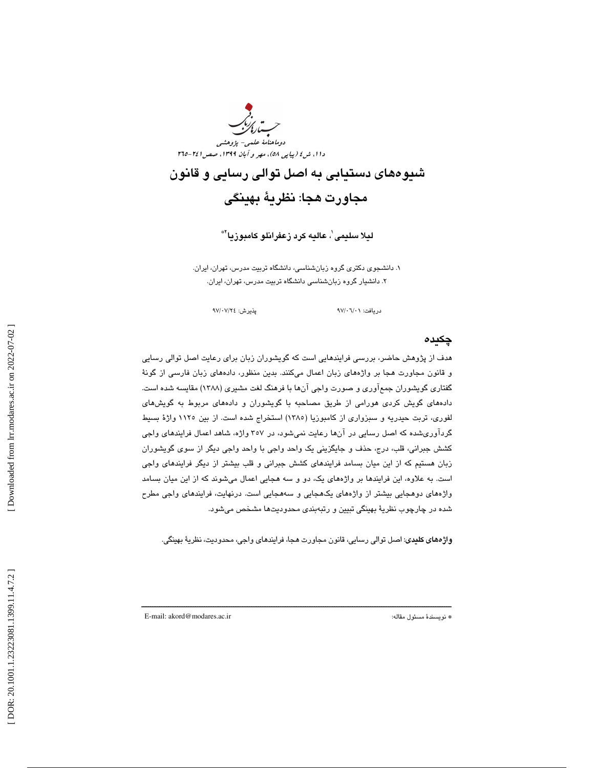# شیوه‌های دستیابی به اصل توالی رسایی و قانون مجاورت هجا: نظریهٔ بهینگی

**لیلا سلیمی[1]، عالیه کرد زعفرانلو کامبوزیا[2]***

۱. دانشجوی دکتری گروه زبان‌شناسی، دانشگاه تربیت مدرس، تهران، ایران.
۲. دانشیار گروه زبان‌شناسی دانشگاه تربیت مدرس، تهران، ایران.

دریافت: ۹۷/۰۶/۰۱ پذیرش: ۹۷/۰۷/۲٤

## چکیده

هدف از پژوهش حاضر، بررسی فرایندهایی است که گویشوران زبان برای رعایت اصل توالی رسایی و قانون مجاورت هجا بر واژه‌های زبان اعمال می‌کنند. بدین منظور، داده‌های زبان فارسی از گونهٔ گفتاری گویشوران جمع‌آوری و صورت واجی آن‌ها با فرهنگ لغت مشیری (۱۳۸۸) مقایسه شده است. داده‌های گویش کردی هورامی از طریق مصاحبه با گویشوران و داده‌های مربوط به گویش‌های لفوری، تربت حیدریه و سبزواری از کامبوزیا (۱۳۸۵) استخراج شده است. از بین ۱۱۲۵ واژهٔ بسیط گردآوری‌شده که اصل رسایی در آن‌ها رعایت نمی‌شود، در ۳۵۷ واژه، شاهد اعمال فرایندهای واجی کشش جبرانی، قلب، درج، حذف و جایگزینی یک واحد واجی با واحد واجی دیگر از سوی گویشوران زبان هستیم که از این میان بسامد فرایندهای کشش جبرانی و قلب بیشتر از دیگر فرایندهای واجی است. به علاوه، این فرایندها بر واژه‌های یک، دو و سه هجایی اعمال می‌شوند که از این میان بسامد واژه‌های دوهجایی بیشتر از واژه‌های یک‌هجایی و سه‌هجایی است. درنهایت، فرایندهای واجی مطرح شده در چارچوب نظریهٔ بهینگی تبیین و رتبه‌بندی محدودیت‌ها مشخص می‌شود.

**واژه‌های کلیدی**: اصل توالی رسایی، قانون مجاورت هجا، فرایندهای واجی، محدودیت، نظریهٔ بهینگی.

---

* نویسندهٔ مسئول مقاله: E-mail: akord@modares.ac.ir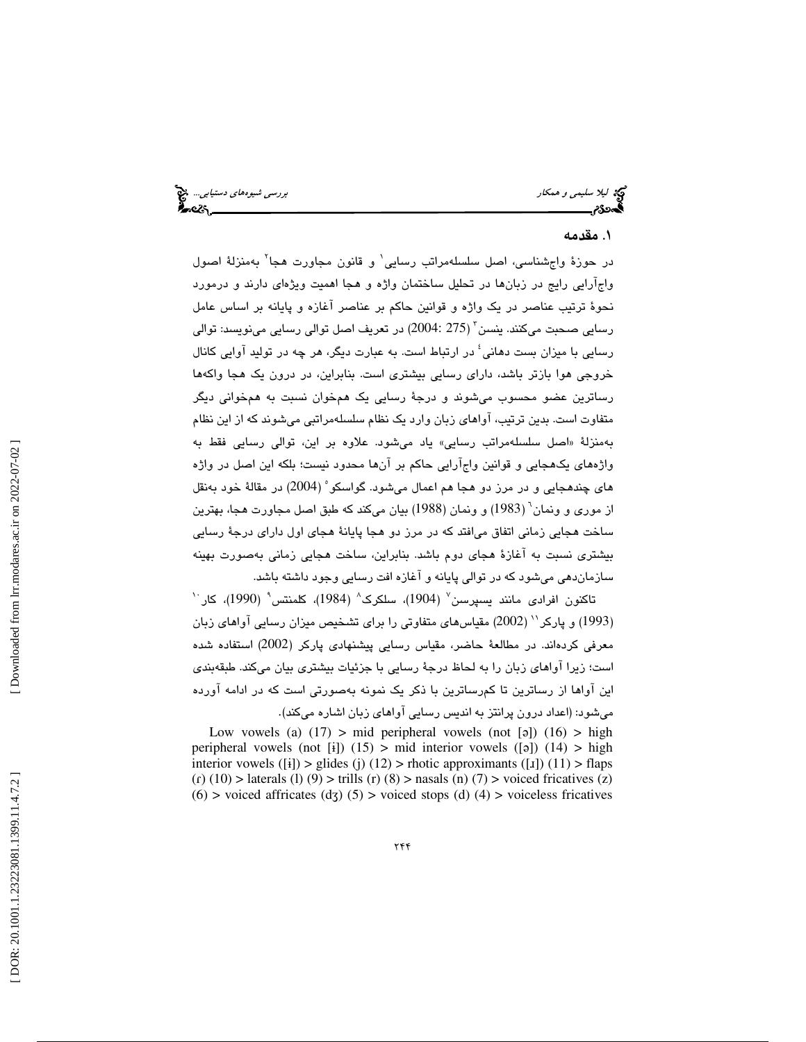## ۱. مقدمه

در حوزهٔ واج‌شناسی، اصل سلسله‌مراتب رسایی[1] و قانون مجاورت هجا[2] به‌منزلهٔ اصول واج‌آرایی رایج در زبان‌ها در تحلیل ساختمان واژه و هجا اهمیت ویژه‌ای دارند و درمورد نحوهٔ ترتیب عناصر در یک واژه و قوانین حاکم بر عناصر آغازه و پایانه بر اساس عامل رسایی صحبت می‌کنند. ینسن[3] (275 :2004) در تعریف اصل توالی رسایی می‌نویسد: توالی رسایی با میزان بست دهانی[4] در ارتباط است. به عبارت دیگر، هر چه در تولید آوایی کانال خروجی هوا بازتر باشد، دارای رسایی بیشتری است. بنابراین، در درون یک هجا واکه‌ها رساترین عضو محسوب می‌شوند و درجهٔ رسایی یک هم‌خوان نسبت به هم‌خوانی دیگر متفاوت است. بدین ترتیب، آواهای زبان وارد یک نظام سلسله‌مراتبی می‌شوند که از این نظام به‌منزلهٔ «اصل سلسله‌مراتب رسایی» یاد می‌شود. علاوه بر این، توالی رسایی فقط به واژه‌های یک‌هجایی و قوانین واج‌آرایی حاکم بر آن‌ها محدود نیست؛ بلکه این اصل در واژه های چندهجایی و در مرز دو هجا هم اعمال می‌شود. گواسکو[5] (2004) در مقالهٔ خود به‌نقل از موری و ونمان[6] (1983) و ونمان (1988) بیان می‌کند که طبق اصل مجاورت هجا، بهترین ساخت هجایی زمانی اتفاق می‌افتد که در مرز دو هجا پایانهٔ هجای اول دارای درجهٔ رسایی بیشتری نسبت به آغازهٔ هجای دوم باشد. بنابراین، ساخت هجایی زمانی به‌صورت بهینه سازمان‌دهی می‌شود که در توالی پایانه و آغازه افت رسایی وجود داشته باشد.

تاکنون افرادی مانند یسپرسن[7] (1904)، سلکرک[8] (1984)، کلمنتس[9] (1990)، کار[10] (1993) و پارکر[11] (2002) مقیاس‌های متفاوتی را برای تشخیص میزان رسایی آواهای زبان معرفی کرده‌اند. در مطالعهٔ حاضر، مقیاس رسایی پیشنهادی پارکر (2002) استفاده شده است؛ زیرا آواهای زبان را به لحاظ درجهٔ رسایی با جزئیات بیشتری بیان می‌کند. طبقه‌بندی این آواها از رساترین تا کم‌رساترین با ذکر یک نمونه به‌صورتی است که در ادامه آورده می‌شود: (اعداد درون پرانتز به اندیس رسایی آواهای زبان اشاره می‌کند).

Low vowels (a) (17) > mid peripheral vowels (not [ə]) (16) > high peripheral vowels (not [ɨ]) (15) > mid interior vowels ([ə]) (14) > high interior vowels ([ɨ]) > glides (j) (12) > rhotic approximants ([ɹ]) (11) > flaps (ɾ) (10) > laterals (l) (9) > trills (r) (8) > nasals (n) (7) > voiced fricatives (z) (6) > voiced affricates (dʒ) (5) > voiced stops (d) (4) > voiceless fricatives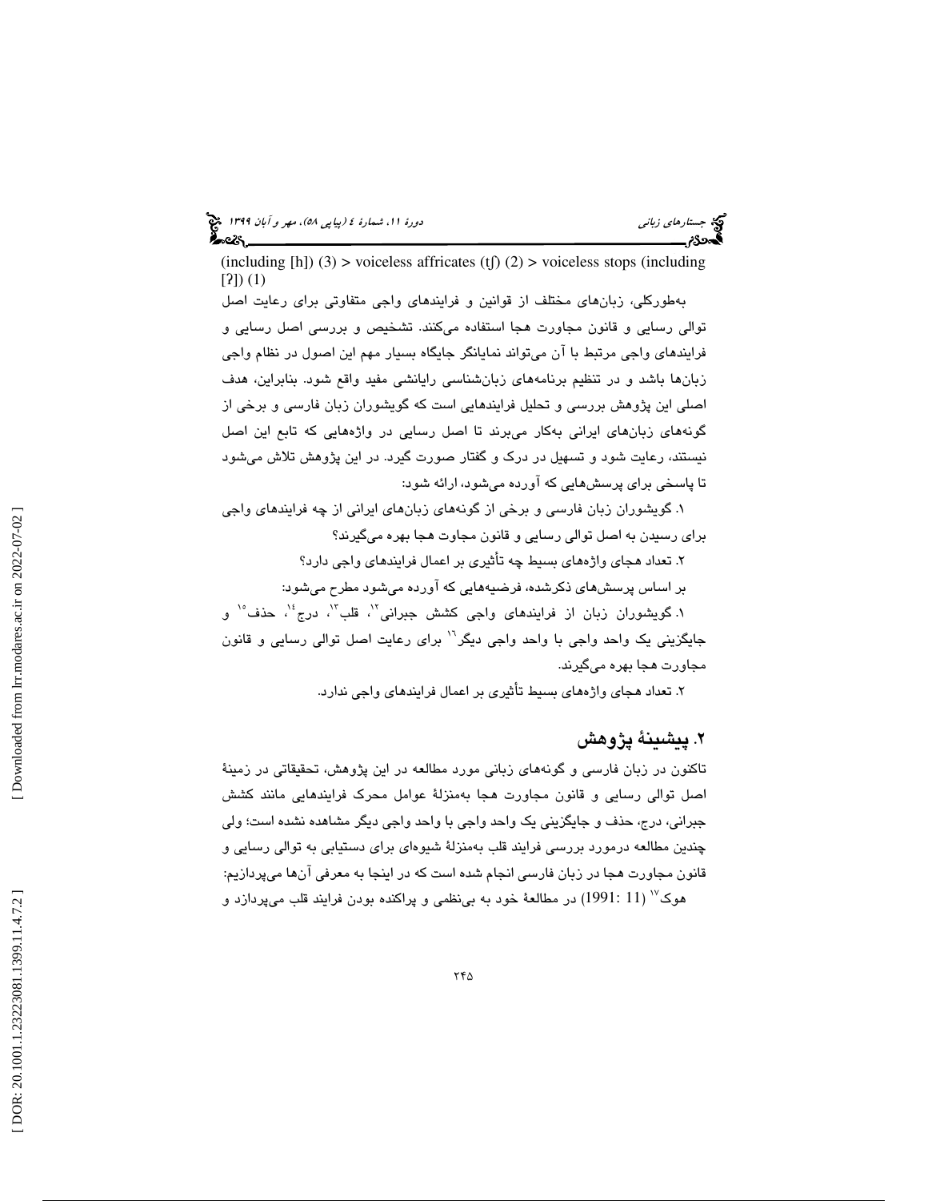(including [h]) (3) > voiceless affricates (tʃ) (2) > voiceless stops (including [ʔ]) (1)

به‌طورکلی، زبان‌های مختلف از قوانین و فرایندهای واجی متفاوتی برای رعایت اصل توالی رسایی و قانون مجاورت هجا استفاده می‌کنند. تشخیص و بررسی اصل رسایی و فرایندهای واجی مرتبط با آن می‌تواند نمایانگر جایگاه بسیار مهم این اصول در نظام واجی زبان‌ها باشد و در تنظیم برنامه‌های زبان‌شناسی رایانشی مفید واقع شود. بنابراین، هدف اصلی این پژوهش بررسی و تحلیل فرایندهایی است که گویشوران زبان فارسی و برخی از گونه‌های زبان‌های ایرانی به‌کار می‌برند تا اصل رسایی در واژه‌هایی که تابع این اصل نیستند، رعایت شود و تسهیل در درک و گفتار صورت گیرد. در این پژوهش تلاش می‌شود تا پاسخی برای پرسش‌هایی که آورده می‌شود، ارائه شود:

۱. گویشوران زبان فارسی و برخی از گونه‌های زبان‌های ایرانی از چه فرایندهای واجی برای رسیدن به اصل توالی رسایی و قانون مجاوت هجا بهره می‌گیرند؟

۲. تعداد هجای واژه‌های بسیط چه تأثیری بر اعمال فرایندهای واجی دارد؟

بر اساس پرسش‌های ذکرشده، فرضیه‌هایی که آورده می‌شود مطرح می‌شود:

۱. گویشوران زبان از فرایندهای واجی کشش جبرانی[12]، قلب[13]، درج[14]، حذف[15] و جایگزینی یک واحد واجی با واحد واجی دیگر[16] برای رعایت اصل توالی رسایی و قانون مجاورت هجا بهره می‌گیرند.

۲. تعداد هجای واژه‌های بسیط تأثیری بر اعمال فرایندهای واجی ندارد.

## ۲. پیشینهٔ پژوهش

تاکنون در زبان فارسی و گونه‌های زبانی مورد مطالعه در این پژوهش، تحقیقاتی در زمینهٔ اصل توالی رسایی و قانون مجاورت هجا به‌منزلهٔ عوامل محرک فرایندهایی مانند کشش جبرانی، درج، حذف و جایگزینی یک واحد واجی با واحد واجی دیگر مشاهده نشده است؛ ولی چندین مطالعه درمورد بررسی فرایند قلب به‌منزلهٔ شیوه‌ای برای دستیابی به توالی رسایی و قانون مجاورت هجا در زبان فارسی انجام شده است که در اینجا به معرفی آن‌ها می‌پردازیم:

هوک[17] (11 :1991) در مطالعهٔ خود به بی‌نظمی و پراکنده بودن فرایند قلب می‌پردازد و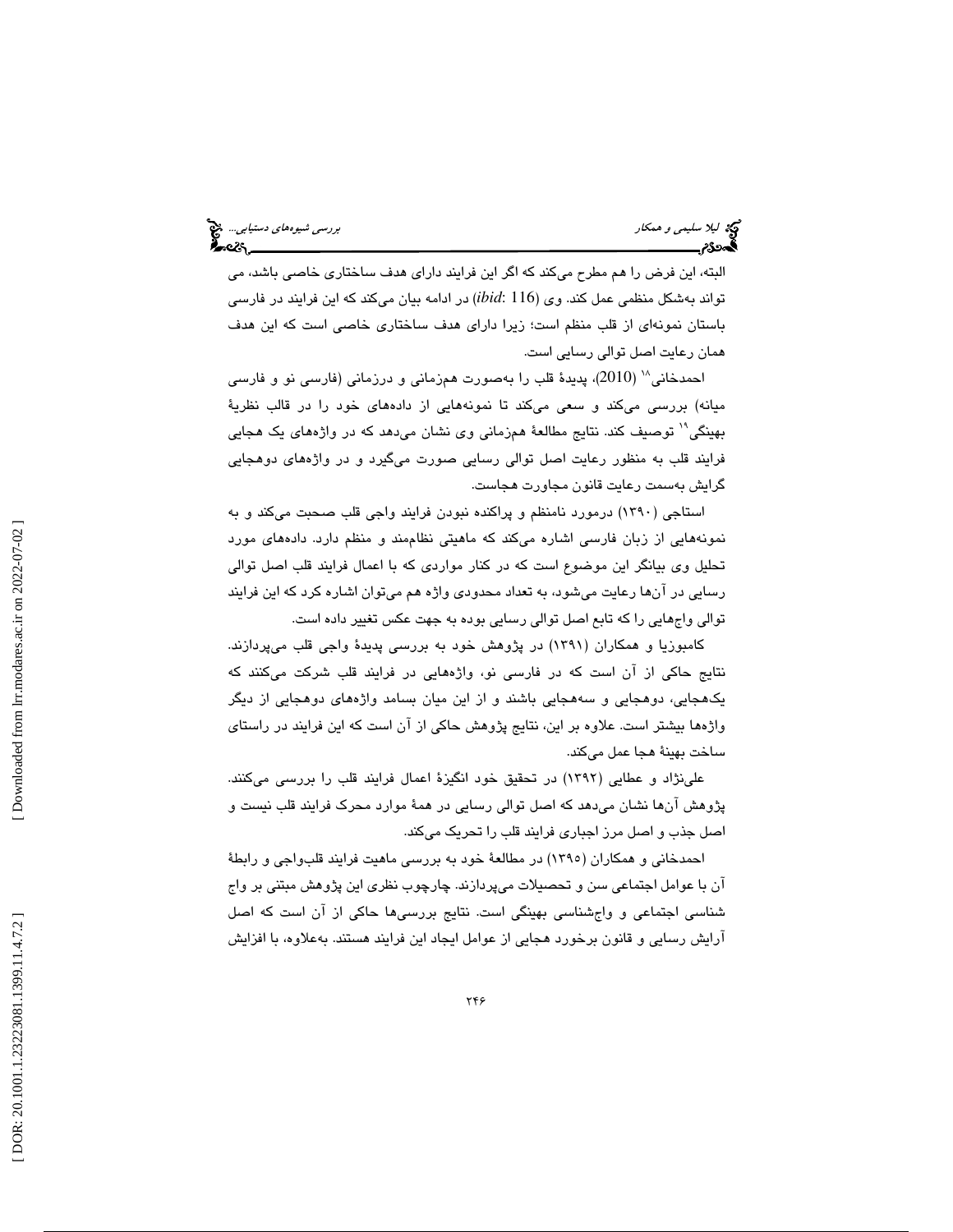البته، این فرض را هم مطرح می‌کند که اگر این فرایند دارای هدف ساختاری خاصی باشد، می تواند به‌شکل منظمی عمل کند. وی (*ibid*: 116) در ادامه بیان می‌کند که این فرایند در فارسی باستان نمونه‌ای از قلب منظم است؛ زیرا دارای هدف ساختاری خاصی است که این هدف همان رعایت اصل توالی رسایی است.

احمدخانی[18] (2010)، پدیدهٔ قلب را به‌صورت هم‌زمانی و درزمانی (فارسی نو و فارسی میانه) بررسی می‌کند و سعی می‌کند تا نمونه‌هایی از داده‌های خود را در قالب نظریهٔ بهینگی[19] توصیف کند. نتایج مطالعهٔ هم‌زمانی وی نشان می‌دهد که در واژه‌های یک هجایی فرایند قلب به منظور رعایت اصل توالی رسایی صورت می‌گیرد و در واژه‌های دوهجایی گرایش به‌سمت رعایت قانون مجاورت هجاست.

استاجی (۱۳۹۰) درمورد نامنظم و پراکنده نبودن فرایند واجی قلب صحبت می‌کند و به نمونه‌هایی از زبان فارسی اشاره می‌کند که ماهیتی نظام‌مند و منظم دارد. داده‌های مورد تحلیل وی بیانگر این موضوع است که در کنار مواردی که با اعمال فرایند قلب اصل توالی رسایی در آن‌ها رعایت می‌شود، به تعداد محدودی واژه هم می‌توان اشاره کرد که این فرایند توالی واج‌هایی را که تابع اصل توالی رسایی بوده به جهت عکس تغییر داده است.

کامبوزیا و همکاران (۱۳۹۱) در پژوهش خود به بررسی پدیدهٔ واجی قلب می‌پردازند. نتایج حاکی از آن است که در فارسی نو، واژه‌هایی در فرایند قلب شرکت می‌کنند که یک‌هجایی، دوهجایی و سه‌هجایی باشند و از این میان بسامد واژه‌های دوهجایی از دیگر واژه‌ها بیشتر است. علاوه بر این، نتایج پژوهش حاکی از آن است که این فرایند در راستای ساخت بهینهٔ هجا عمل می‌کند.

علی‌نژاد و عطایی (۱۳۹۲) در تحقیق خود انگیزهٔ اعمال فرایند قلب را بررسی می‌کنند. پژوهش آن‌ها نشان می‌دهد که اصل توالی رسایی در همهٔ موارد محرک فرایند قلب نیست و اصل جذب و اصل مرز اجباری فرایند قلب را تحریک می‌کند.

احمدخانی و همکاران (۱۳۹۵) در مطالعهٔ خود به بررسی ماهیت فرایند قلب‌واجی و رابطهٔ آن با عوامل اجتماعی سن و تحصیلات می‌پردازند. چارچوب نظری این پژوهش مبتنی بر واج شناسی اجتماعی و واج‌شناسی بهینگی است. نتایج بررسی‌ها حاکی از آن است که اصل آرایش رسایی و قانون برخورد هجایی از عوامل ایجاد این فرایند هستند. به‌علاوه، با افزایش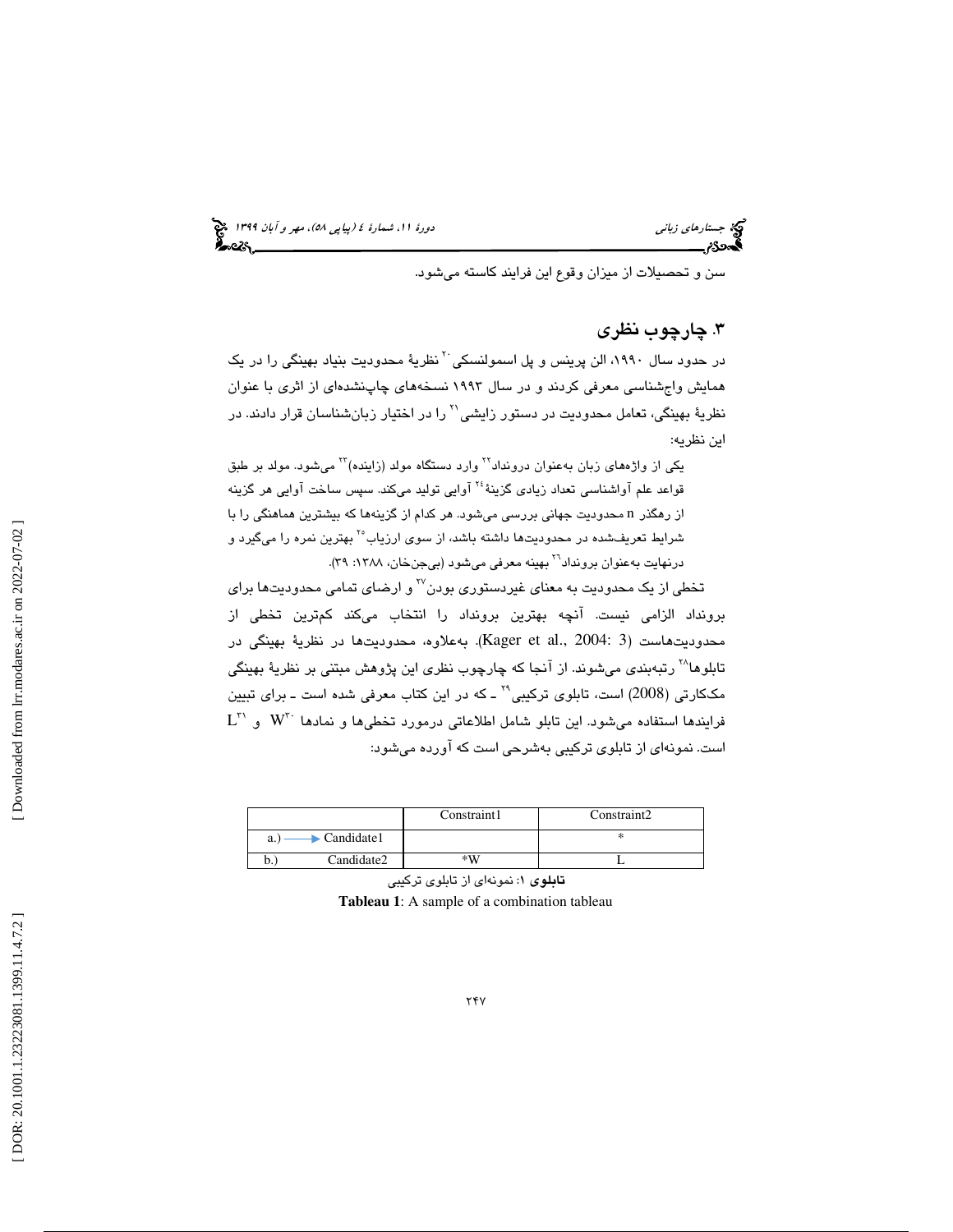سن و تحصیلات از میزان وقوع این فرایند کاسته می‌شود.

## ۳. چارچوب نظری

در حدود سال ۱۹۹۰، الن پرینس و پل اسمولنسکی[20] نظریهٔ محدودیت بنیاد بهینگی را در یک همایش واج‌شناسی معرفی کردند و در سال ۱۹۹۳ نسخه‌های چاپ‌نشده‌ای از اثری با عنوان نظریهٔ بهینگی، تعامل محدودیت در دستور زایشی[21] را در اختیار زبان‌شناسان قرار دادند. در این نظریه:

> یکی از واژه‌های زبان به‌عنوان درونداد[22] وارد دستگاه مولد (زاینده)[23] می‌شود. مولد بر طبق قواعد علم آواشناسی تعداد زیادی گزینهٔ[24] آوایی تولید می‌کند. سپس ساخت آوایی هر گزینه از رهگذر n محدودیت جهانی بررسی می‌شود. هر کدام از گزینه‌ها که بیشترین هماهنگی را با شرایط تعریف‌شده در محدودیت‌ها داشته باشد، از سوی ارزیاب[25] بهترین نمره را می‌گیرد و درنهایت به‌عنوان برونداد[26] بهینه معرفی می‌شود (بی‌جن‌خان، ۱۳۸۸: ۳۹).

تخطی از یک محدودیت به معنای غیردستوری بودن[27] و ارضای تمامی محدودیت‌ها برای برونداد الزامی نیست. آنچه بهترین برونداد را انتخاب می‌کند کم‌ترین تخطی از محدودیت‌هاست (Kager et al., 2004: 3). به‌علاوه، محدودیت‌ها در نظریهٔ بهینگی در تابلوها[28] رتبه‌بندی می‌شوند. از آنجا که چارچوب نظری این پژوهش مبتنی بر نظریهٔ بهینگی مک‌کارتی (2008) است، تابلوی ترکیبی[29] ـ که در این کتاب معرفی شده است ـ برای تبیین فرایندها استفاده می‌شود. این تابلو شامل اطلاعاتی درمورد تخطی‌ها و نمادها W[30] و L[31] است. نمونه‌ای از تابلوی ترکیبی به‌شرحی است که آورده می‌شود:

| | Constraint1 | Constraint2 |
|---|---|---|
| a.) → Candidate1 | | * |
| b.) Candidate2 | *W | L |

**تابلوی ۱**: نمونه‌ای از تابلوی ترکیبی

**Tableau 1**: A sample of a combination tableau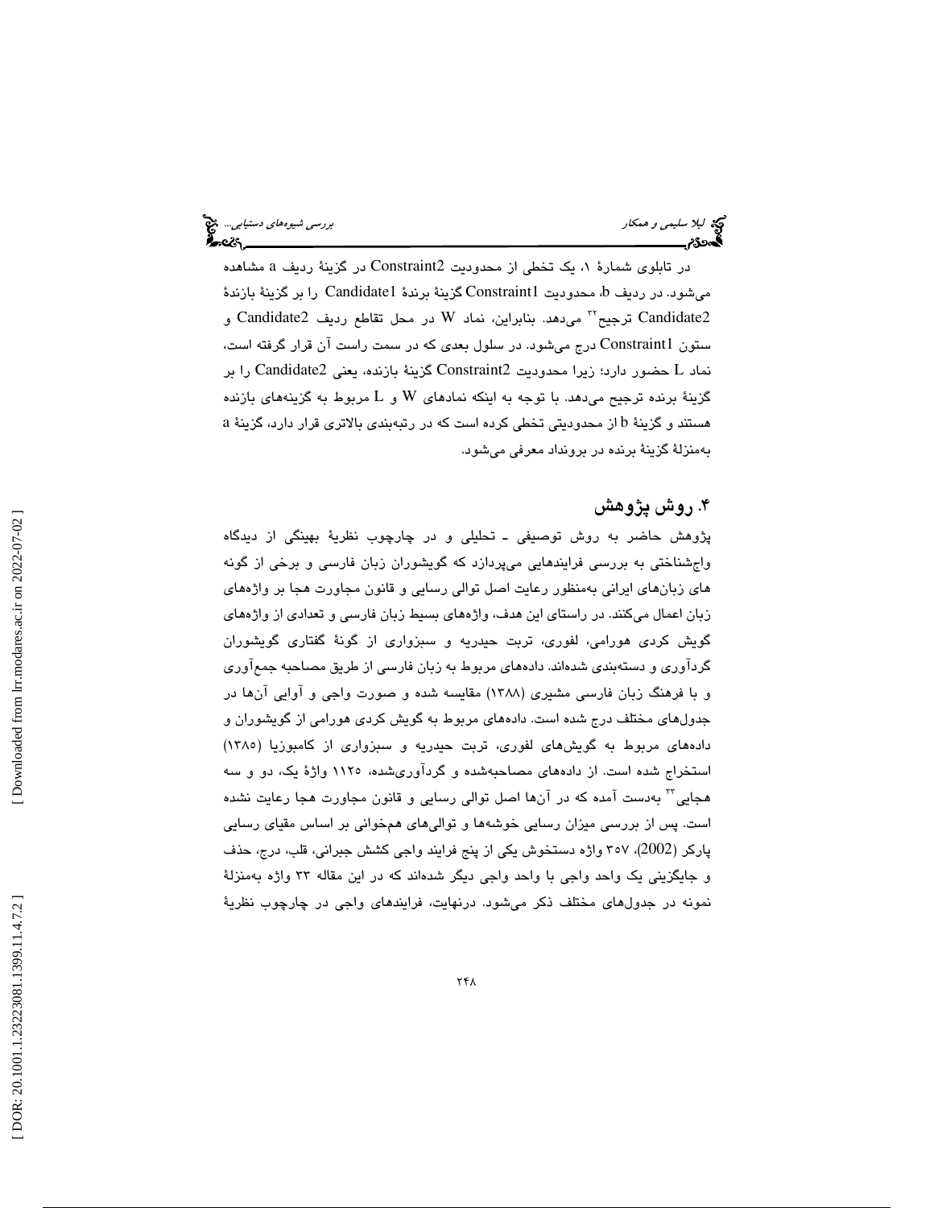در تابلوی شمارهٔ ۱، یک تخطی از محدودیت Constraint2 در گزینهٔ ردیف a مشاهده می‌شود. در ردیف b، محدودیت Constraint1 گزینهٔ برندهٔ Candidate1 را بر گزینهٔ بازندهٔ Candidate2 ترجیح[۳۲] می‌دهد. بنابراین، نماد W در محل تقاطع ردیف Candidate2 و ستون Constraint1 درج می‌شود. در سلول بعدی که در سمت راست آن قرار گرفته است، نماد L حضور دارد؛ زیرا محدودیت Constraint2 گزینهٔ بازنده، یعنی Candidate2 را بر گزینهٔ برنده ترجیح می‌دهد. با توجه به اینکه نمادهای W و L مربوط به گزینه‌های بازنده هستند و گزینهٔ b از محدودیتی تخطی کرده است که در رتبه‌بندی بالاتری قرار دارد، گزینهٔ a به‌منزلهٔ گزینهٔ برنده در برونداد معرفی می‌شود.

## ۴. روش پژوهش

پژوهش حاضر به روش توصیفی ـ تحلیلی و در چارچوب نظریهٔ بهینگی از دیدگاه واج‌شناختی به بررسی فرایندهایی می‌پردازد که گویشوران زبان فارسی و برخی از گونه های زبان‌های ایرانی به‌منظور رعایت اصل توالی رسایی و قانون مجاورت هجا بر واژه‌های زبان اعمال می‌کنند. در راستای این هدف، واژه‌های بسیط زبان فارسی و تعدادی از واژه‌های گویش کردی هورامی، لفوری، تربت حیدریه و سبزواری از گونهٔ گفتاری گویشوران گردآوری و دسته‌بندی شده‌اند. داده‌های مربوط به زبان فارسی از طریق مصاحبه جمع‌آوری و با فرهنگ زبان فارسی مشیری (۱۳۸۸) مقایسه شده و صورت واجی و آوایی آن‌ها در جدول‌های مختلف درج شده است. داده‌های مربوط به گویش کردی هورامی از گویشوران و داده‌های مربوط به گویش‌های لفوری، تربت حیدریه و سبزواری از کامبوزیا (۱۳۸۵) استخراج شده است. از داده‌های مصاحبه‌شده و گردآوری‌شده، ۱۱۲۵ واژهٔ یک، دو و سه هجایی[۳۳] به‌دست آمده که در آن‌ها اصل توالی رسایی و قانون مجاورت هجا رعایت نشده است. پس از بررسی میزان رسایی خوشه‌ها و توالی‌های همخوانی بر اساس مقیای رسایی پارکر (2002)، ۳۵۷ واژه دستخوش یکی از پنج فرایند واجی کشش جبرانی، قلب، درج، حذف و جایگزینی یک واحد واجی با واحد واجی دیگر شده‌اند که در این مقاله ۳۳ واژه به‌منزلهٔ نمونه در جدول‌های مختلف ذکر می‌شود. درنهایت، فرایندهای واجی در چارچوب نظریهٔ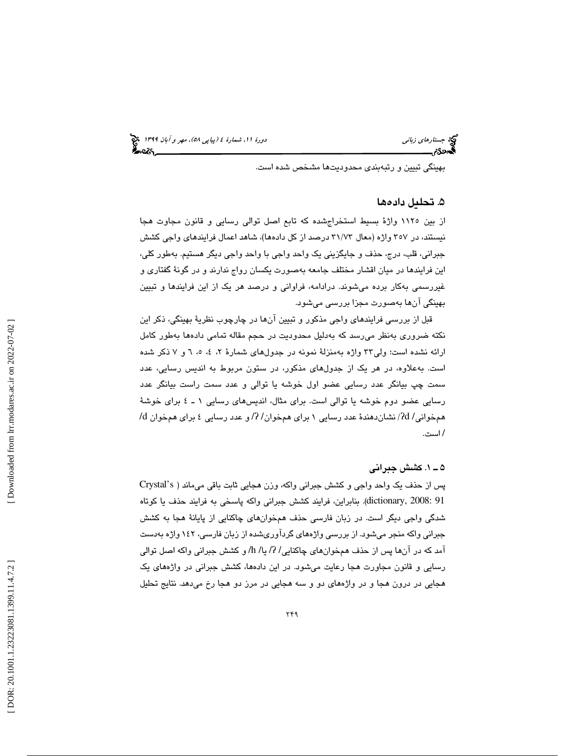بهینگی تبیین و رتبه‌بندی محدودیت‌ها مشخص شده است.

## ۵. تحلیل داده‌ها

از بین ۱۱۲۵ واژهٔ بسیط استخراج‌شده که تابع اصل توالی رسایی و قانون مجاوت هجا نیستند، در ۳۵۷ واژه (معال ۳۱/۷۳ درصد از کل داده‌ها)، شاهد اعمال فرایندهای واجی کشش جبرانی، قلب، درج، حذف و جایگزینی یک واحد واجی با واحد واجی دیگر هستیم. به‌طور کلی، این فرایندها در میان اقشار مختلف جامعه به‌صورت یکسان رواج ندارند و در گونهٔ گفتاری و غیررسمی به‌کار برده می‌شوند. درادامه، فراوانی و درصد هر یک از این فرایندها و تبیین بهینگی آن‌ها به‌صورت مجزا بررسی می‌شود.

قبل از بررسی فرایندهای واجی مذکور و تبیین آن‌ها در چارچوب نظریهٔ بهینگی، ذکر این نکته ضروری به‌نظر می‌رسد که به‌دلیل محدودیت در حجم مقاله تمامی داده‌ها به‌طور کامل ارائه نشده است؛ ولی۳۳ واژه به‌منزلهٔ نمونه در جدول‌های شمارهٔ ۲، ٤، ٥، ٦ و ۷ ذکر شده است. به‌علاوه، در هر یک از جدول‌های مذکور، در ستون مربوط به اندیس رسایی، عدد سمت چپ بیانگر عدد رسایی عضو اول خوشه یا توالی و عدد سمت راست بیانگر عدد رسایی عضو دوم خوشه یا توالی است. برای مثال، اندیس‌های رسایی ۱ ـ ٤ برای خوشهٔ هم‌خوانی/ ʔd/ نشان‌دهندهٔ عدد رسایی ۱ برای هم‌خوان/ ʔ/ و عدد رسایی ٤ برای هم‌خوان d/ / است.

### ۵ ـ ۱. کشش جبرانی

پس از حذف یک واحد واجی و کشش جبرانی واکه، وزن هجایی ثابت باقی می‌ماند ( Crystal's dictionary, 2008: 91). بنابراین، فرایند کشش جبرانی واکه پاسخی به فرایند حذف یا کوتاه شدگی واجی دیگر است. در زبان فارسی حذف هم‌خوان‌های چاکنایی از پایانهٔ هجا به کشش جبرانی واکه منجر می‌شود. از بررسی واژه‌های گردآوری‌شده از زبان فارسی، ۱٤۲ واژه به‌دست آمد که در آن‌ها پس از حذف هم‌خوان‌های چاکنایی/ ʔ/ یا/ h/ و کشش جبرانی واکه اصل توالی رسایی و قانون مجاورت هجا رعایت می‌شود. در این داده‌ها، کشش جبرانی در واژه‌های یک هجایی در درون هجا و در واژه‌های دو و سه هجایی در مرز دو هجا رخ می‌دهد. نتایج تحلیل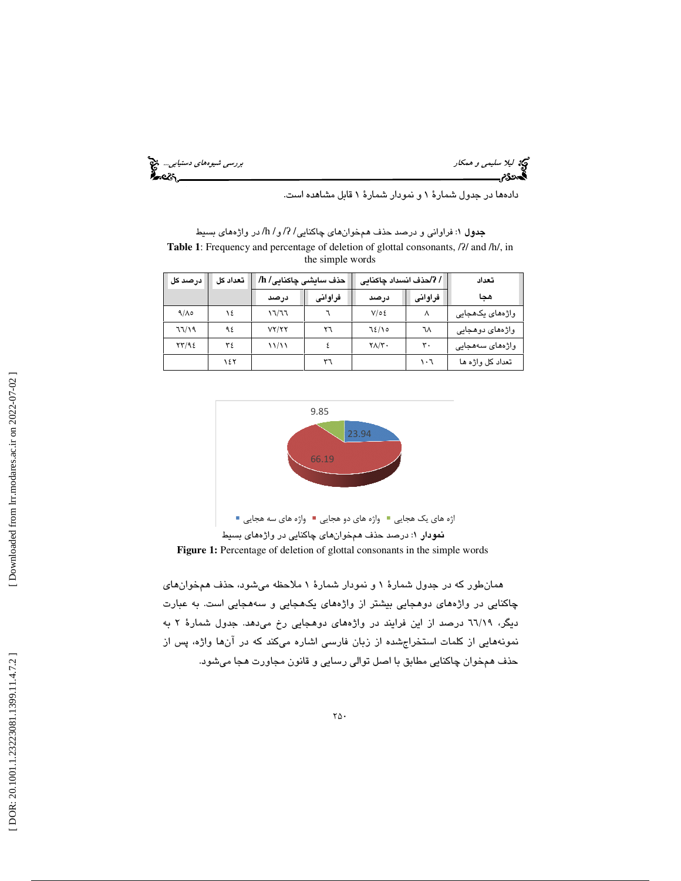داده‌ها در جدول شمارهٔ ۱ و نمودار شمارهٔ ۱ قابل مشاهده است.

**جدول** ۱: فراوانی و درصد حذف همخوان‌های چاکنایی /ʔ/ و /h/ در واژه‌های بسیط

**Table 1**: Frequency and percentage of deletion of glottal consonants, /ʔ/ and /h/, in the simple words

| تعداد هجا | /ʔ/حذف انسداد چاکنایی | | /h/ حذف سایشی چاکنایی | | تعداد کل | درصد کل |
|---|---|---|---|---|---|---|
| | فراوانی | درصد | فراوانی | درصد | | |
| واژه‌های یک‌هجایی | ۸ | ۷/۵۴ | ۶ | ۱۶/۶۶ | ۱۴ | ۹/۸۵ |
| واژه‌های دوهجایی | ۶۸ | ۶۴/۱۵ | ۲۶ | ۷۲/۲۲ | ۹۴ | ۶۶/۱۹ |
| واژه‌های سه‌هجایی | ۳۰ | ۲۸/۳۰ | ۴ | ۱۱/۱۱ | ۳۴ | ۲۳/۹۴ |
| تعداد کل واژه ها | ۱۰۶ | | ۳۶ | | ۱۴۲ | |

9.85

23.94

66.19

واژه های یک هجایی ■ واژه های دو هجایی ■ واژه های سه هجایی ■

**نمودار** ۱: درصد حذف همخوان‌های چاکنایی در واژه‌های بسیط

**Figure 1:** Percentage of deletion of glottal consonants in the simple words

همان‌طور که در جدول شمارهٔ ۱ و نمودار شمارهٔ ۱ ملاحظه می‌شود، حذف همخوان‌های چاکنایی در واژه‌های دوهجایی بیشتر از واژه‌های یک‌هجایی و سه‌هجایی است. به عبارت دیگر، ۶۶/۱۹ درصد از این فرایند در واژه‌های دوهجایی رخ می‌دهد. جدول شمارهٔ ۲ به نمونه‌هایی از کلمات استخراج‌شده از زبان فارسی اشاره می‌کند که در آن‌ها واژه، پس از حذف همخوان چاکنایی مطابق با اصل توالی رسایی و قانون مجاورت هجا می‌شود.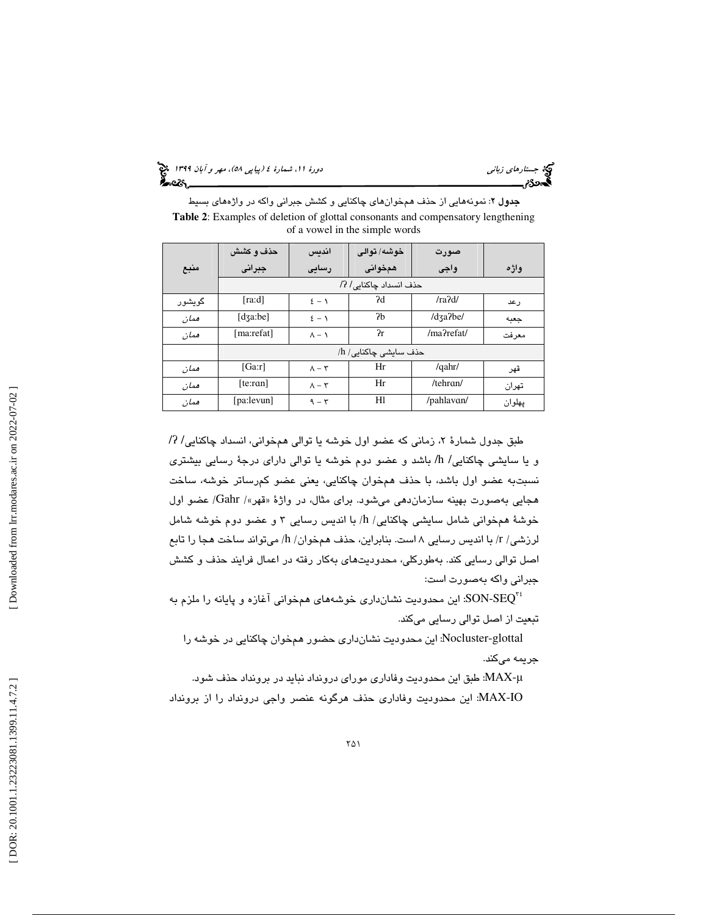**جدول ۲**: نمونه‌هایی از حذف هم‌خوان‌های چاکنایی و کشش جبرانی واکه در واژه‌های بسیط

**Table 2**: Examples of deletion of glottal consonants and compensatory lengthening of a vowel in the simple words

| واژه | صورت واجی | خوشه/ توالی هم‌خوانی | اندیس رسایی | حذف و کشش جبرانی | منبع |
|---|---|---|---|---|---|
| | حذف انسداد چاکنایی/ ʔ/ | | | | |
| رعد | /raʔd/ | ʔd | ۱ – ۴ | [ra:d] | گویشور |
| جعبه | /dʒaʔbe/ | ʔb | ۱ – ۴ | [dʒa:be] | همان |
| معرفت | /maʔrefat/ | ʔr | ۱ – ۸ | [ma:refat] | همان |
| | حذف سایشی چاکنایی/ h/ | | | | |
| قهر | /qahr/ | Hr | ۳ – ۸ | [Ga:r] | همان |
| تهران | /tehrɑn/ | Hr | ۳ – ۸ | [te:rɑn] | همان |
| پهلوان | /pahlavɑn/ | Hl | ۳ – ۹ | [pa:levun] | همان |

طبق جدول شمارهٔ ۲، زمانی که عضو اول خوشه یا توالی هم‌خوانی، انسداد چاکنایی/ ʔ/ و یا سایشی چاکنایی/ h/ باشد و عضو دوم خوشه یا توالی دارای درجهٔ رسایی بیشتری نسبت‌به عضو اول باشد، با حذف هم‌خوان چاکنایی، یعنی عضو کم‌رساتر خوشه، ساخت هجایی به‌صورت بهینه سازمان‌دهی می‌شود. برای مثال، در واژهٔ «قهر»/ Gahr/ عضو اول خوشهٔ هم‌خوانی شامل سایشی چاکنایی/ h/ با اندیس رسایی ۳ و عضو دوم خوشه شامل لرزشی/ r/ با اندیس رسایی ۸ است. بنابراین، حذف هم‌خوان/ h/ می‌تواند ساخت هجا را تابع اصل توالی رسایی کند. به‌طورکلی، محدودیت‌های به‌کار رفته در اعمال فرایند حذف و کشش جبرانی واکه به‌صورت است:

SON-SEQ[۲۴]: این محدودیت نشان‌داری خوشه‌های هم‌خوانی آغازه و پایانه را ملزم به تبعیت از اصل توالی رسایی می‌کند.

Nocluster-glottal: این محدودیت نشان‌داری حضور هم‌خوان چاکنایی در خوشه را جریمه می‌کند.

MAX-μ: طبق این محدودیت وفاداری مورای درونداد نباید در برونداد حذف شود.

MAX-IO: این محدودیت وفاداری حذف هرگونه عنصر واجی درونداد را از برونداد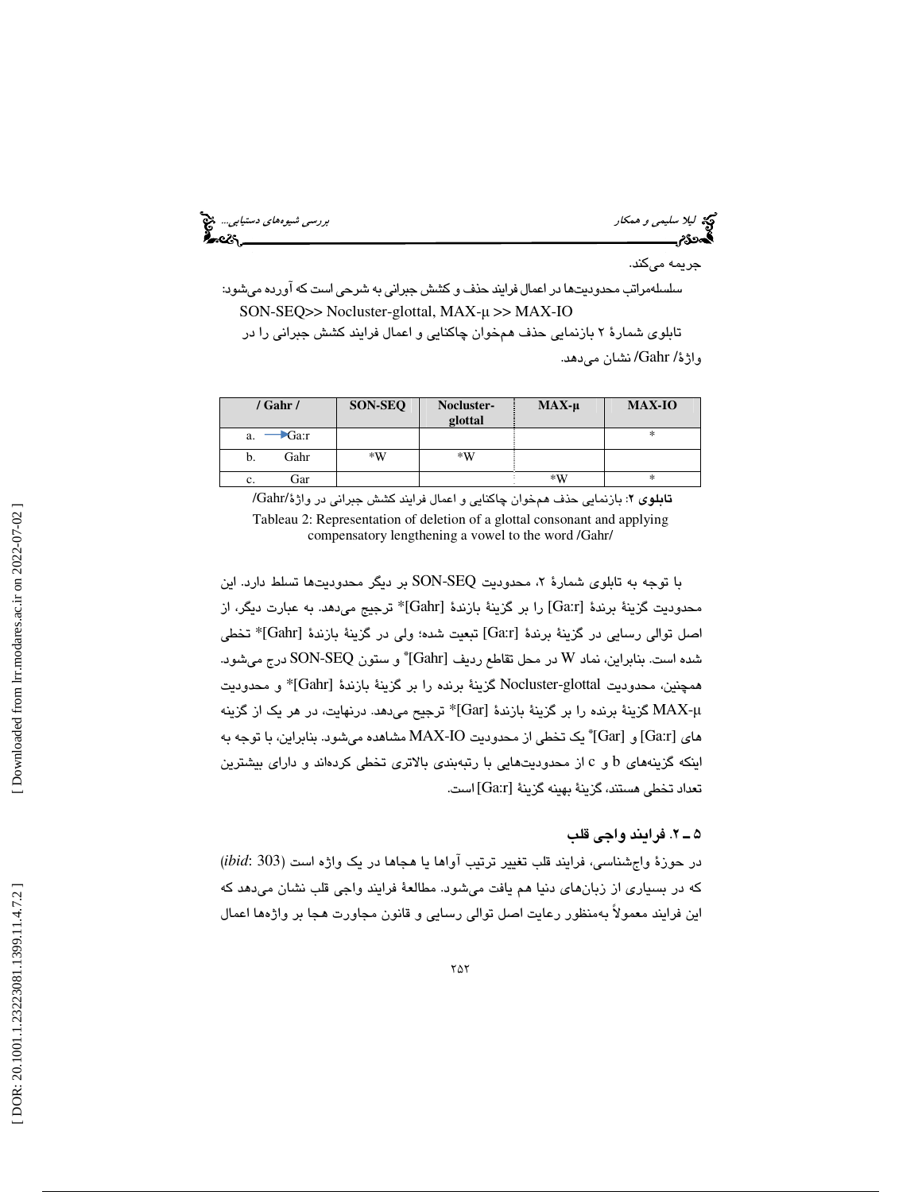جریمه می‌کند.

سلسله‌مراتب محدودیت‌ها در اعمال فرایند حذف و کشش جبرانی به شرحی است که آورده می‌شود:

SON-SEQ>> Nocluster-glottal, MAX-μ >> MAX-IO

تابلوی شمارهٔ ۲ بازنمایی حذف هم‌خوان چاکنایی و اعمال فرایند کشش جبرانی را در واژهٔ /Gahr/ نشان می‌دهد.

| / Gahr / | SON-SEQ | Nocluster-glottal | MAX-μ | MAX-IO |
|---|---|---|---|---|
| a. → Ga:r | | | | * |
| b. Gahr | *W | *W | | |
| c. Gar | | | *W | * |

**تابلوی ۲**: بازنمایی حذف هم‌خوان چاکنایی و اعمال فرایند کشش جبرانی در واژهٔ/Gahr/

Tableau 2: Representation of deletion of a glottal consonant and applying compensatory lengthening a vowel to the word /Gahr/

با توجه به تابلوی شمارهٔ ۲، محدودیت SON-SEQ بر دیگر محدودیت‌ها تسلط دارد. این محدودیت گزینهٔ برندهٔ [Ga:r] را بر گزینهٔ بازندهٔ [Gahr]* ترجیح می‌دهد. به عبارت دیگر، از اصل توالی رسایی در گزینهٔ برندهٔ [Ga:r] تبعیت شده؛ ولی در گزینهٔ بازندهٔ [Gahr]* تخطی شده است. بنابراین، نماد W در محل تقاطع ردیف [Gahr]* و ستون SON-SEQ درج می‌شود. همچنین، محدودیت Nocluster-glottal گزینهٔ برنده را بر گزینهٔ بازندهٔ [Gahr]* و محدودیت MAX-μ گزینهٔ برنده را بر گزینهٔ بازندهٔ [Gar]* ترجیح می‌دهد. درنهایت، در هر یک از گزینه های [Ga:r] و [Gar]* یک تخطی از محدودیت MAX-IO مشاهده می‌شود. بنابراین، با توجه به اینکه گزینه‌های b و c از محدودیت‌هایی با رتبه‌بندی بالاتری تخطی کرده‌اند و دارای بیشترین تعداد تخطی هستند، گزینهٔ بهینه گزینهٔ [Ga:r] است.

### ۵ ـ ۲. فرایند واجی قلب

در حوزهٔ واج‌شناسی، فرایند قلب تغییر ترتیب آواها یا هجاها در یک واژه است (*ibid*: 303) که در بسیاری از زبان‌های دنیا هم یافت می‌شود. مطالعهٔ فرایند واجی قلب نشان می‌دهد که این فرایند معمولاً به‌منظور رعایت اصل توالی رسایی و قانون مجاورت هجا بر واژه‌ها اعمال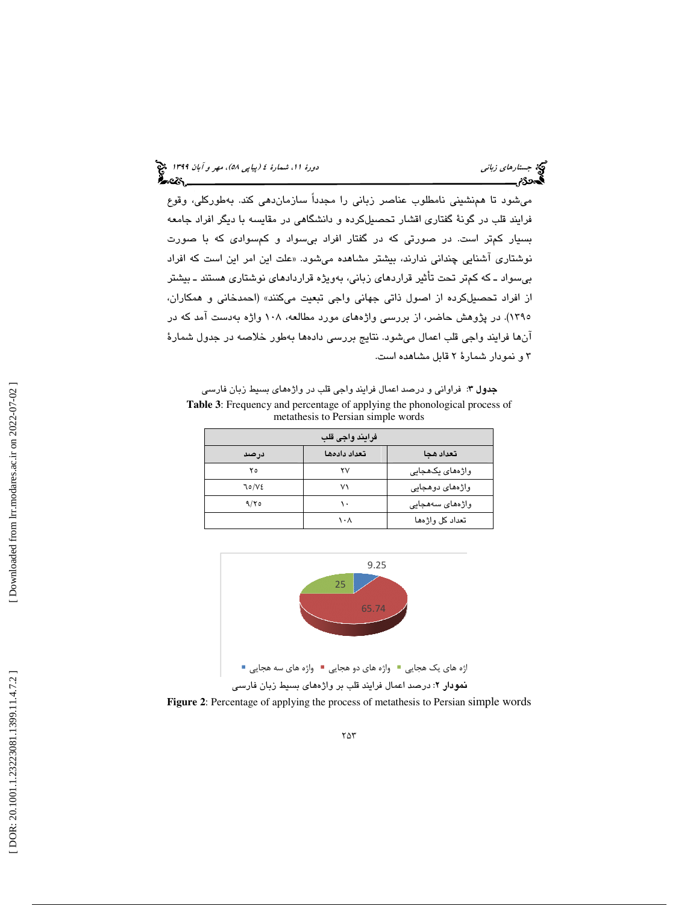می‌شود تا هم‌نشینی نامطلوب عناصر زبانی را مجدداً سازمان‌دهی کند. به‌طورکلی، وقوع فرایند قلب در گونهٔ گفتاری اقشار تحصیل‌کرده و دانشگاهی در مقایسه با دیگر افراد جامعه بسیار کم‌تر است. در صورتی که در گفتار افراد بی‌سواد و کم‌سوادی که با صورت نوشتاری آشنایی چندانی ندارند، بیشتر مشاهده می‌شود. «علت این امر این است که افراد بی‌سواد ـ که کم‌تر تحت تأثیر قراردهای زبانی، به‌ویژه قراردادهای نوشتاری هستند ـ بیشتر از افراد تحصیل‌کرده از اصول ذاتی جهانی واجی تبعیت می‌کنند» (احمدخانی و همکاران، ۱۳۹۵). در پژوهش حاضر، از بررسی واژه‌های مورد مطالعه، ۱۰۸ واژه به‌دست آمد که در آن‌ها فرایند واجی قلب اعمال می‌شود. نتایج بررسی داده‌ها به‌طور خلاصه در جدول شمارهٔ ۳ و نمودار شمارهٔ ۲ قابل مشاهده است.

**جدول ۳**: فراوانی و درصد اعمال فرایند واجی قلب در واژه‌های بسیط زبان فارسی

**Table 3**: Frequency and percentage of applying the phonological process of metathesis to Persian simple words

| فرایند واجی قلب | | |
|---|---|---|
| تعداد هجا | تعداد داده‌ها | درصد |
| واژه‌های یک‌هجایی | ۲۷ | ۲۵ |
| واژه‌های دوهجایی | ۷۱ | ٦٥/۷٤ |
| واژه‌های سه‌هجایی | ۱۰ | ۹/۲۵ |
| تعداد کل واژه‌ها | ۱۰۸ | |

9.25
25
65.74

واژه های یک هجایی ■ واژه های دو هجایی ■ واژه های سه هجایی ■

**نمودار ۲**: درصد اعمال فرایند قلب بر واژه‌های بسیط زبان فارسی

**Figure 2**: Percentage of applying the process of metathesis to Persian simple words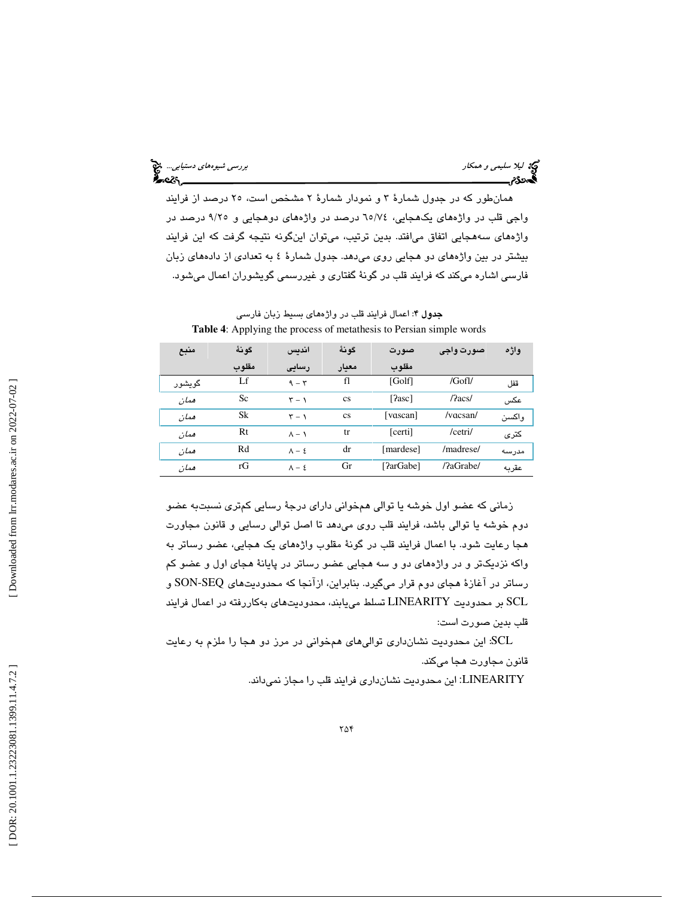همان‌طور که در جدول شمارهٔ ۳ و نمودار شمارهٔ ۲ مشخص است، ۲۵ درصد از فرایند واجی قلب در واژه‌های یک‌هجایی، ٦٥/٧٤ درصد در واژه‌های دوهجایی و ۹/۲۵ درصد در واژه‌های سه‌هجایی اتفاق می‌افتد. بدین ترتیب، می‌توان این‌گونه نتیجه گرفت که این فرایند بیشتر در بین واژه‌های دو هجایی روی می‌دهد. جدول شمارهٔ ٤ به تعدادی از داده‌های زبان فارسی اشاره می‌کند که فرایند قلب در گونهٔ گفتاری و غیررسمی گویشوران اعمال می‌شود.

**جدول ۴**: اعمال فرایند قلب در واژه‌های بسیط زبان فارسی

**Table 4**: Applying the process of metathesis to Persian simple words

| واژه | صورت واجی | صورت مقلوب | گونهٔ معیار | اندیس رسایی | گونهٔ مقلوب | منبع |
|---|---|---|---|---|---|---|
| قفل | /Gofl/ | [Golf] | fl | ۹ – ۳ | Lf | گویشور |
| عکس | /ʔacs/ | [ʔasc] | cs | ۳ – ۱ | Sc | همان |
| واکسن | /vɑcsan/ | [vɑscan] | cs | ۳ – ۱ | Sk | همان |
| کتری | /cetri/ | [certi] | tr | ۸ – ۱ | Rt | همان |
| مدرسه | /madrese/ | [mardese] | dr | ۸ – ٤ | Rd | همان |
| عقربه | /ʔaGrabe/ | [ʔarGabe] | Gr | ۸ – ٤ | rG | همان |

زمانی که عضو اول خوشه یا توالی همخوانی دارای درجهٔ رسایی کم‌تری نسبت‌به عضو دوم خوشه یا توالی باشد، فرایند قلب روی می‌دهد تا اصل توالی رسایی و قانون مجاورت هجا رعایت شود. با اعمال فرایند قلب در گونهٔ مقلوب واژه‌های یک هجایی، عضو رساتر به واکه نزدیک‌تر و در واژه‌های دو و سه هجایی عضو رساتر در پایانهٔ هجای اول و عضو کم رساتر در آغازهٔ هجای دوم قرار می‌گیرد. بنابراین، ازآنجا که محدودیت‌های SON-SEQ و SCL بر محدودیت LINEARITY تسلط می‌یابند، محدودیت‌های به‌کاررفته در اعمال فرایند قلب بدین صورت است:

SCL: این محدودیت نشان‌داری توالی‌های همخوانی در مرز دو هجا را ملزم به رعایت قانون مجاورت هجا می‌کند.

LINEARITY: این محدودیت نشان‌داری فرایند قلب را مجاز نمی‌داند.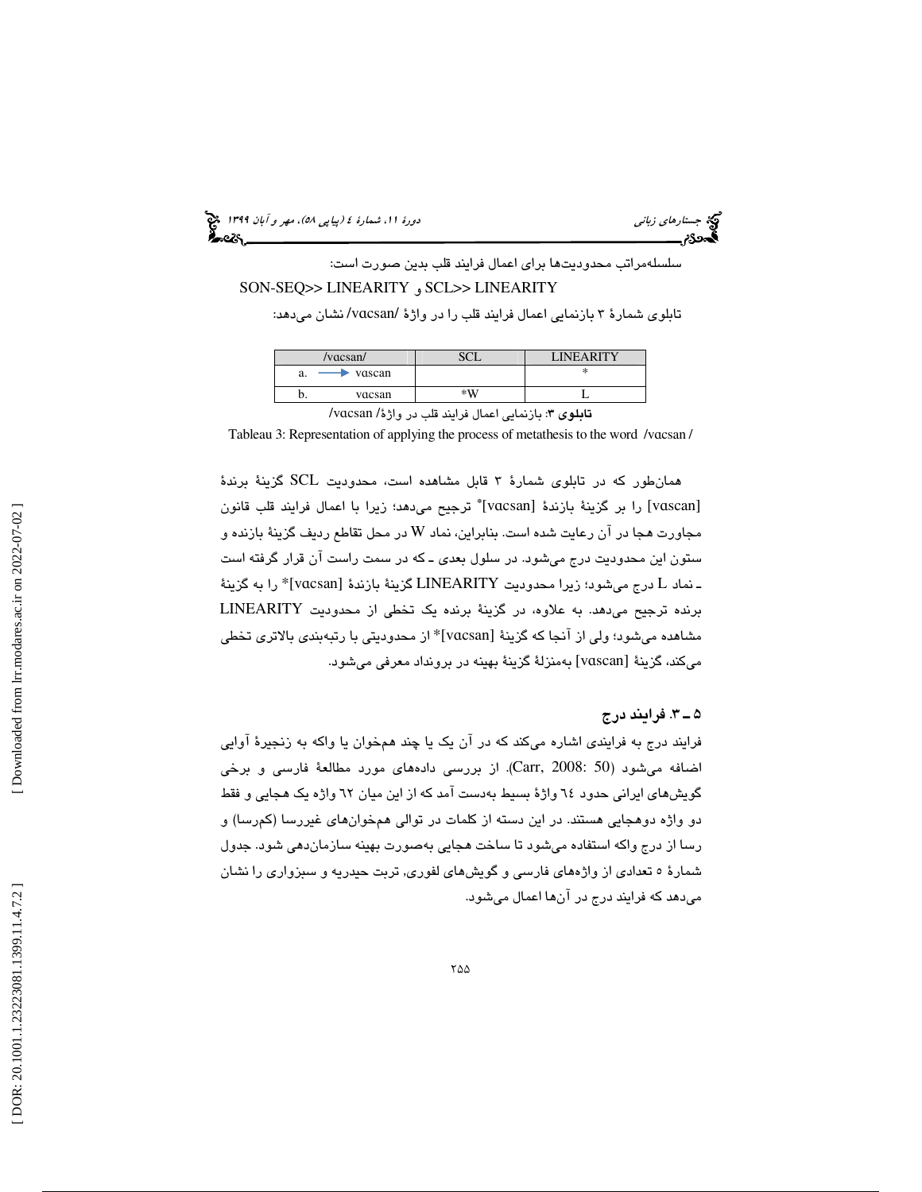سلسله‌مراتب محدودیت‌ها برای اعمال فرایند قلب بدین صورت است:

SON-SEQ>> LINEARITY و SCL>> LINEARITY

تابلوی شمارهٔ ۳ بازنمایی اعمال فرایند قلب را در واژهٔ /vɑcsan/ نشان می‌دهد:

| /vɑcsan/ | | SCL | LINEARITY |
|---|---|---|---|
| a. | → vɑscan | | * |
| b. | vɑcsan | *W | L |

**تابلوی ۳**: بازنمایی اعمال فرایند قلب در واژهٔ /vɑcsan/

Tableau 3: Representation of applying the process of metathesis to the word /vɑcsan/

همان‌طور که در تابلوی شمارهٔ ۳ قابل مشاهده است، محدودیت SCL گزینهٔ برندهٔ [vɑscan] را بر گزینهٔ بازندهٔ [vɑcsan]* ترجیح می‌دهد؛ زیرا با اعمال فرایند قلب قانون مجاورت هجا در آن رعایت شده است. بنابراین، نماد W در محل تقاطع ردیف گزینهٔ بازنده و ستون این محدودیت درج می‌شود. در سلول بعدی ـ که در سمت راست آن قرار گرفته است ـ نماد L درج می‌شود؛ زیرا محدودیت LINEARITY گزینهٔ بازندهٔ [vɑcsan]* را به گزینهٔ برنده ترجیح می‌دهد. به علاوه، در گزینهٔ برنده یک تخطی از محدودیت LINEARITY مشاهده می‌شود؛ ولی از آنجا که گزینهٔ [vɑcsan]* از محدودیتی با رتبه‌بندی بالاتری تخطی می‌کند، گزینهٔ [vɑscan] به‌منزلهٔ گزینهٔ بهینه در برونداد معرفی می‌شود.

### ۵ ـ ۳. فرایند درج

فرایند درج به فرایندی اشاره می‌کند که در آن یک یا چند همخوان یا واکه به زنجیرهٔ آوایی اضافه می‌شود (Carr, 2008: 50). از بررسی داده‌های مورد مطالعهٔ فارسی و برخی گویش‌های ایرانی حدود ٦٤ واژهٔ بسیط به‌دست آمد که از این میان ٦٢ واژه یک هجایی و فقط دو واژه دوهجایی هستند. در این دسته از کلمات در توالی همخوان‌های غیررسا (کم‌رسا) و رسا از درج واکه استفاده می‌شود تا ساخت هجایی به‌صورت بهینه سازمان‌دهی شود. جدول شمارهٔ ٥ تعدادی از واژه‌های فارسی و گویش‌های لفوری، تربت حیدریه و سبزواری را نشان می‌دهد که فرایند درج در آن‌ها اعمال می‌شود.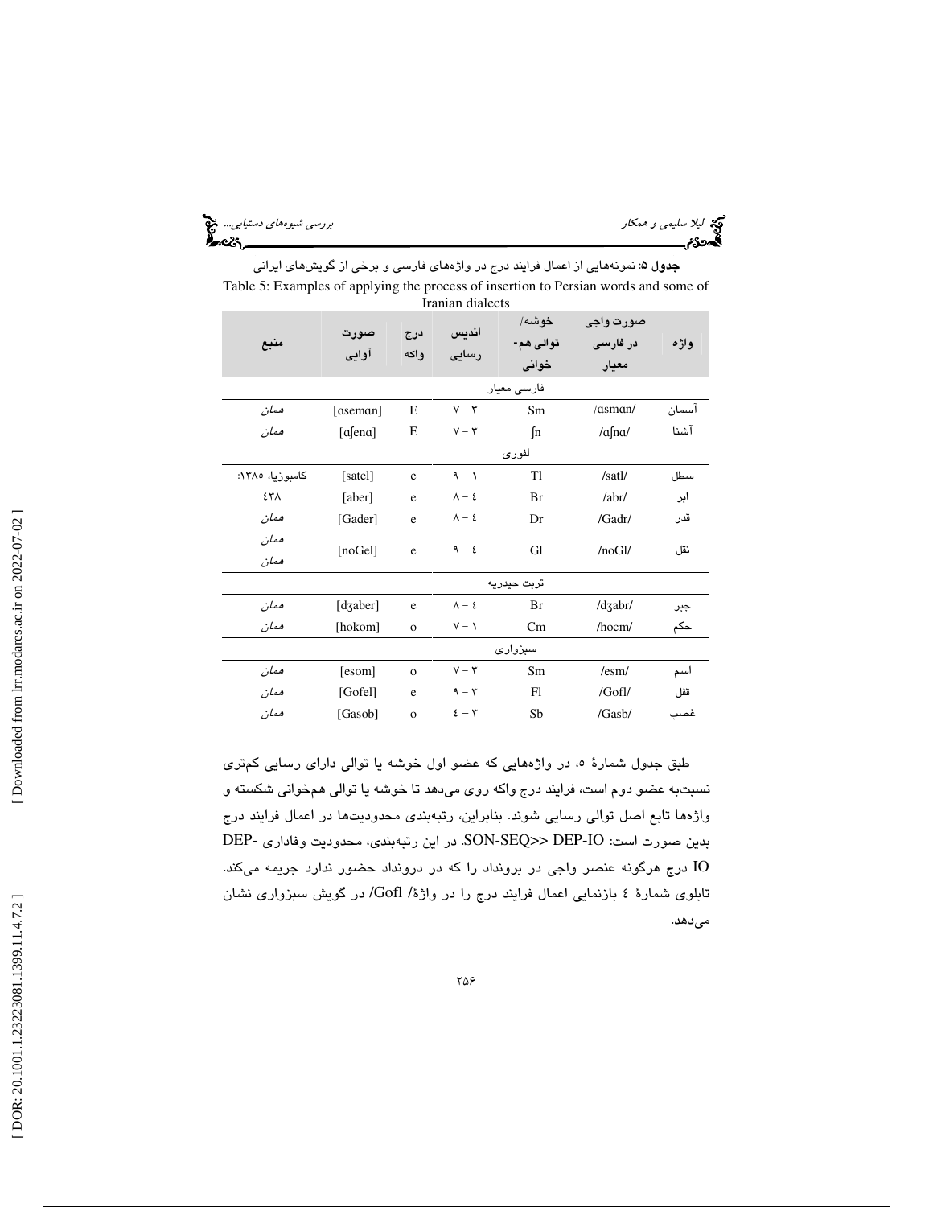**جدول ۵**: نمونه‌هایی از اعمال فرایند درج در واژه‌های فارسی و برخی از گویش‌های ایرانی

Table 5: Examples of applying the process of insertion to Persian words and some of Iranian dialects

| واژه | صورت واجی در فارسی معیار | خوشه/ توالی هم‌خوانی | اندیس رسایی | درج واکه | صورت آوایی | منبع |
|---|---|---|---|---|---|---|
| | | فارسی معیار | | | | |
| آسمان | /ɑsmɑn/ | Sm | ۷ − ۳ | E | [ɑsemɑn] | همان |
| آشنا | /ɑʃnɑ/ | ʃn | ۷ − ۳ | E | [ɑʃenɑ] | همان |
| | | لفوری | | | | |
| سطل | /satl/ | Tl | ۹ − ۱ | e | [satel] | کامبوزیا، ۱۳۸۵: ۴۳۸ |
| ابر | /abr/ | Br | ۸ − ٤ | e | [aber] | |
| قدر | /Gadr/ | Dr | ۸ − ٤ | e | [Gader] | همان |
| نقل | /noGl/ | Gl | ۹ − ٤ | e | [noGel] | همان همان |
| | | تربت حیدریه | | | | |
| جبر | /dʒabr/ | Br | ۸ − ٤ | e | [dʒaber] | همان |
| حکم | /hocm/ | Cm | ۷ − ۱ | o | [hokom] | همان |
| | | سبزواری | | | | |
| اسم | /esm/ | Sm | ۷ − ۳ | o | [esom] | همان |
| قفل | /Gofl/ | Fl | ۹ − ۳ | e | [Gofel] | همان |
| غصب | /Gasb/ | Sb | ٤ − ۳ | o | [Gasob] | همان |

طبق جدول شمارۀ ۵، در واژه‌هایی که عضو اول خوشه یا توالی دارای رسایی کم‌تری نسبت‌به عضو دوم است، فرایند درج واکه روی می‌دهد تا خوشه یا توالی هم‌خوانی شکسته و واژه‌ها تابع اصل توالی رسایی شوند. بنابراین، رتبه‌بندی محدودیت‌ها در اعمال فرایند درج بدین صورت است: SON-SEQ<< DEP-IO. در این رتبه‌بندی، محدودیت وفاداری DEP-IO درج هرگونه عنصر واجی در برونداد را که در درونداد حضور ندارد جریمه می‌کند. تابلوی شمارۀ ٤ بازنمایی اعمال فرایند درج را در واژۀ /Gofl/ در گویش سبزواری نشان می‌دهد.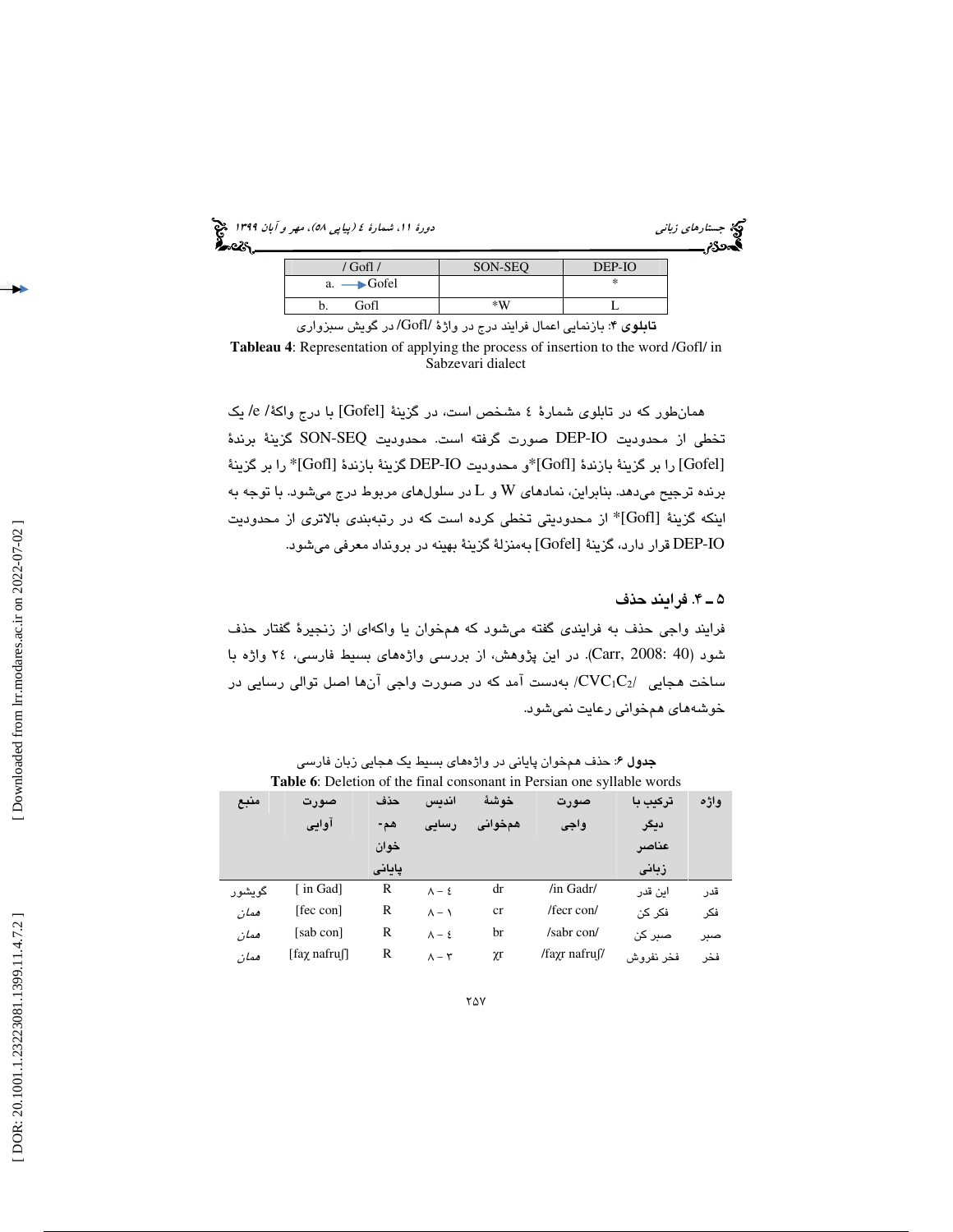| / Gofl / | SON-SEQ | DEP-IO |
|---|---|---|
| a. → Gofel | | * |
| b. Gofl | *W | L |

**تابلوی ۴**: بازنمایی اعمال فرایند درج در واژهٔ /Gofl/ در گویش سبزواری

**Tableau 4**: Representation of applying the process of insertion to the word /Gofl/ in Sabzevari dialect

همان‌طور که در تابلوی شمارهٔ ٤ مشخص است، در گزینهٔ [Gofel] با درج واکهٔ /e/ یک تخطی از محدودیت DEP-IO صورت گرفته است. محدودیت SON-SEQ گزینهٔ برندهٔ [Gofel] را بر گزینهٔ بازندهٔ [Gofl]*و محدودیت DEP-IO گزینهٔ بازندهٔ [Gofl]* را بر گزینهٔ برنده ترجیح می‌دهد. بنابراین، نمادهای W و L در سلول‌های مربوط درج می‌شود. با توجه به اینکه گزینهٔ [Gofl]* از محدودیتی تخطی کرده است که در رتبه‌بندی بالاتری از محدودیت DEP-IO قرار دارد، گزینهٔ [Gofel] به‌منزلهٔ گزینهٔ بهینه در برونداد معرفی می‌شود.

### ۵ ـ ۴. فرایند حذف

فرایند واجی حذف به فرایندی گفته می‌شود که هم‌خوان یا واکه‌ای از زنجیرهٔ گفتار حذف شود (Carr, 2008: 40). در این پژوهش، از بررسی واژه‌های بسیط فارسی، ٢٤ واژه با ساخت هجایی /$CVC_1C_2$/ به‌دست آمد که در صورت واجی آن‌ها اصل توالی رسایی در خوشه‌های هم‌خوانی رعایت نمی‌شود.

**جدول ۶**: حذف هم‌خوان پایانی در واژه‌های بسیط یک هجایی زبان فارسی

**Table 6**: Deletion of the final consonant in Persian one syllable words

| واژه | ترکیب با دیگر عناصر زبانی | صورت واجی | خوشهٔ هم‌خوانی | اندیس رسایی | حذف هم-خوان پایانی | صورت آوایی | منبع |
|---|---|---|---|---|---|---|---|
| قدر | این قدر | /in Gadr/ | dr | ٨ – ٤ | R | [ in Gad] | گویشور |
| فکر | فکر کن | /fecr con/ | cr | ٨ – ١ | R | [fec con] | همان |
| صبر | صبر کن | /sabr con/ | br | ٨ – ٤ | R | [sab con] | همان |
| فخر | فخر نفروش | /faχr nafruʃ/ | χr | ٨ – ٣ | R | [faχ nafruʃ] | همان |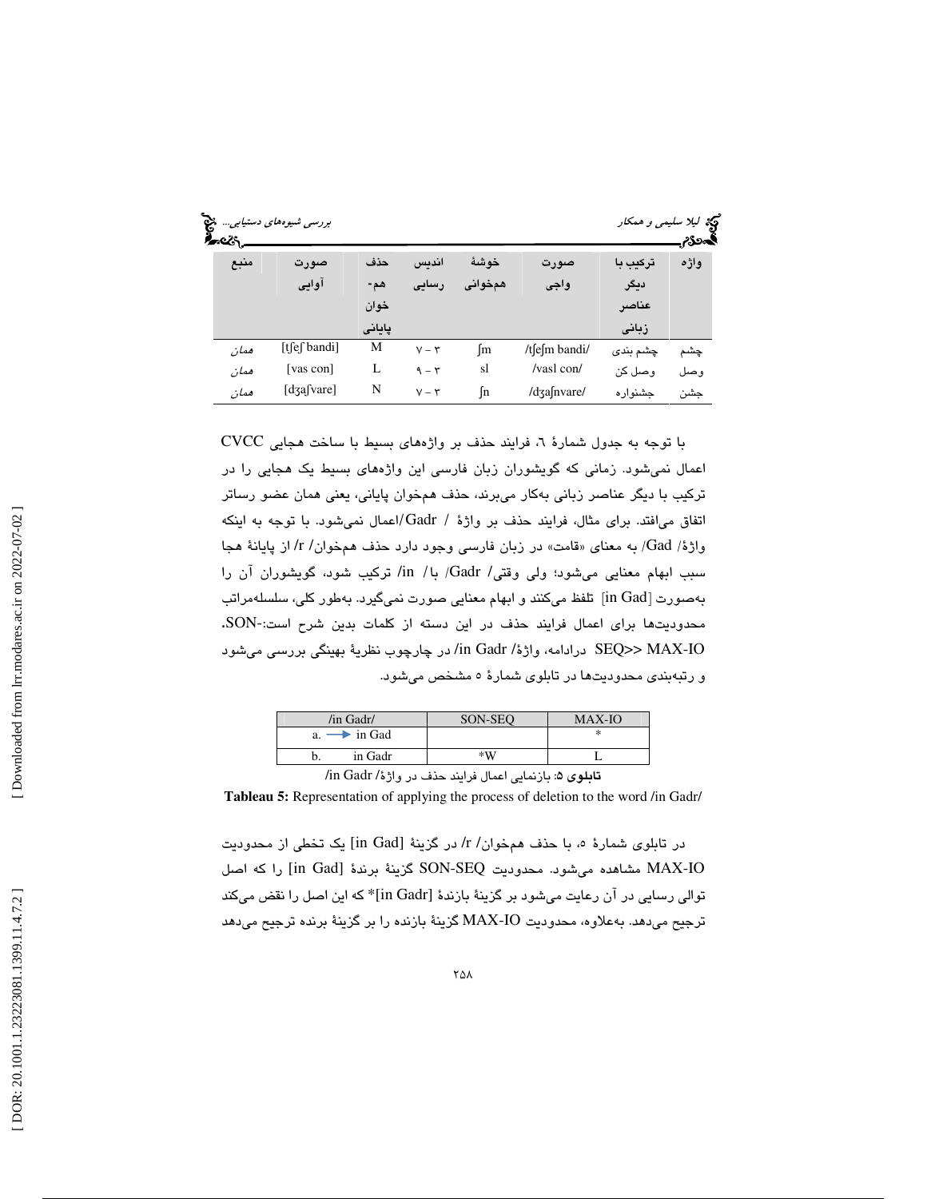| واژه | ترکیب با دیگر عناصر زبانی | صورت واجی | خوشهٔ همخوانی | اندیس رسایی | حذف هم-خوان پایانی | صورت آوایی | منبع |
|---|---|---|---|---|---|---|---|
| چشم | چشم بندی | /tʃeʃm bandi/ | ʃm | ۷ − ۳ | M | [tʃeʃ bandi] | همان |
| وصل | وصل کن | /vasl con/ | sl | ۹ − ۳ | L | [vas con] | همان |
| جشن | جشنواره | /dʒaʃnvare/ | ʃn | ۷ − ۳ | N | [dʒaʃvare] | همان |

با توجه به جدول شمارهٔ ٦، فرایند حذف بر واژه‌های بسیط با ساخت هجایی CVCC اعمال نمی‌شود. زمانی که گویشوران زبان فارسی این واژه‌های بسیط یک هجایی را در ترکیب با دیگر عناصر زبانی به‌کار می‌برند، حذف همخوان پایانی، یعنی همان عضو رساتر اتفاق می‌افتد. برای مثال، فرایند حذف بر واژهٔ / Gadr/اعمال نمی‌شود. با توجه به اینکه واژهٔ/ Gad/ به معنای «قامت» در زبان فارسی وجود دارد حذف همخوان/ r/ از پایانهٔ هجا سبب ابهام معنایی می‌شود؛ ولی وقتی/ Gadr/ با/ in/ ترکیب شود، گویشوران آن را به‌صورت [in Gad] تلفظ می‌کنند و ابهام معنایی صورت نمی‌گیرد. به‌طور کلی، سلسله‌مراتب محدودیت‌ها برای اعمال فرایند حذف در این دسته از کلمات بدین شرح است:-SON. SEQ>> MAX-IO درادامه، واژهٔ/ in Gadr/ در چارچوب نظریهٔ بهینگی بررسی می‌شود و رتبه‌بندی محدودیت‌ها در تابلوی شمارهٔ ٥ مشخص می‌شود.

| /in Gadr/ | SON-SEQ | MAX-IO |
|---|---|---|
| a. → in Gad | | * |
| b. in Gadr | *W | L |

**تابلوی ۵**: بازنمایی اعمال فرایند حذف در واژهٔ/ in Gadr/

**Tableau 5:** Representation of applying the process of deletion to the word /in Gadr/

در تابلوی شمارهٔ ٥، با حذف همخوان/ r/ در گزینهٔ [in Gad] یک تخطی از محدودیت MAX-IO مشاهده می‌شود. محدودیت SON-SEQ گزینهٔ برندهٔ [in Gad] را که اصل توالی رسایی در آن رعایت می‌شود بر گزینهٔ بازندهٔ [in Gadr]* که این اصل را نقض می‌کند ترجیح می‌دهد. به‌علاوه، محدودیت MAX-IO گزینهٔ بازنده را بر گزینهٔ برنده ترجیح می‌دهد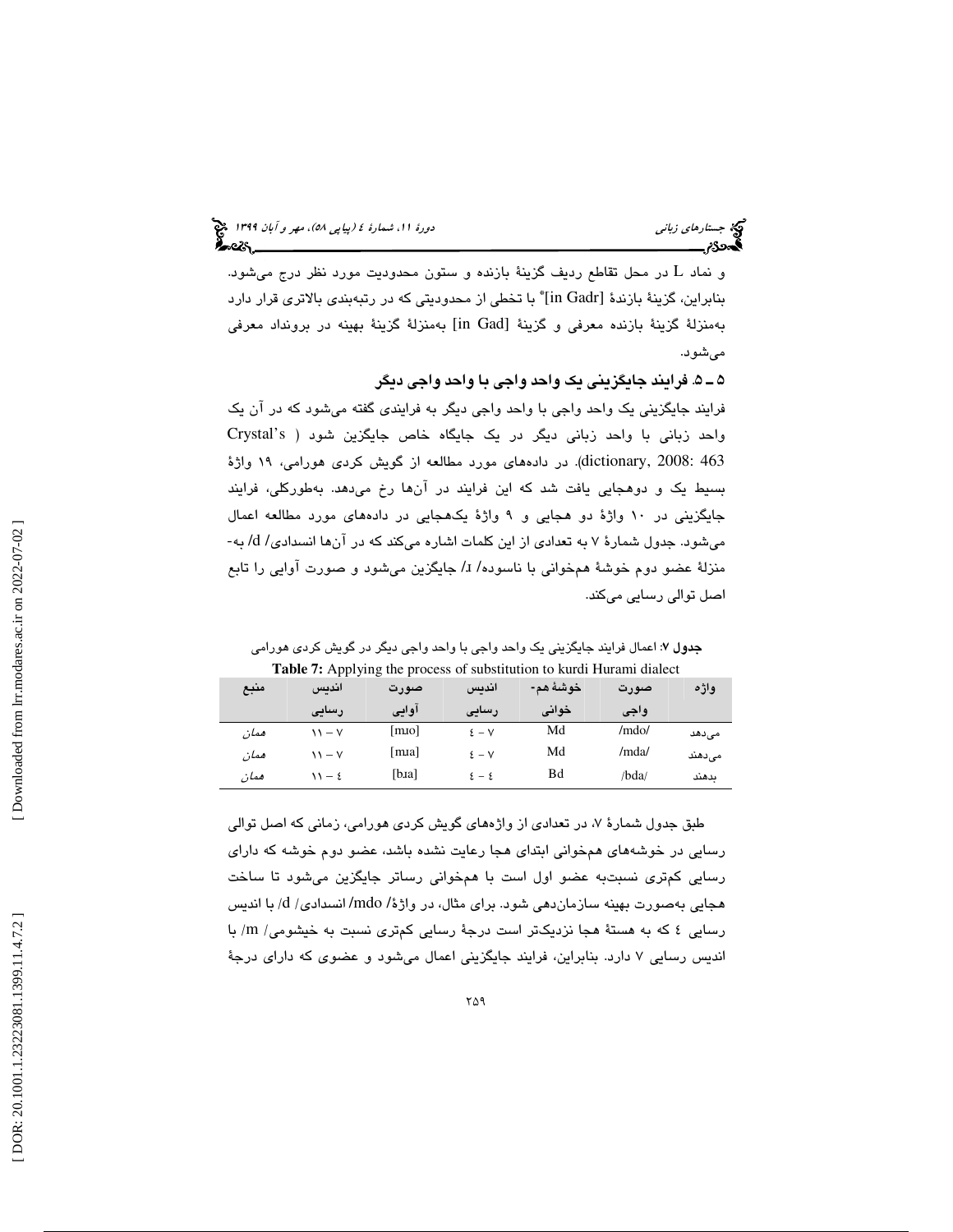و نماد L در محل تقاطع ردیف گزینهٔ بازنده و ستون محدودیت مورد نظر درج می‌شود. بنابراین، گزینهٔ بازندهٔ [in Gadr]* با تخطی از محدودیتی که در رتبه‌بندی بالاتری قرار دارد به‌منزلهٔ گزینهٔ بازنده معرفی و گزینهٔ [in Gad] به‌منزلهٔ گزینهٔ بهینه در برونداد معرفی می‌شود.

### ۵ ـ ۵. فرایند جایگزینی یک واحد واجی با واحد واجی دیگر

فرایند جایگزینی یک واحد واجی با واحد واجی دیگر به فرایندی گفته می‌شود که در آن یک واحد زبانی با واحد زبانی دیگر در یک جایگاه خاص جایگزین شود (Crystal's dictionary, 2008: 463). در داده‌های مورد مطالعه از گویش کردی هورامی، ۱۹ واژهٔ بسیط یک و دوهجایی یافت شد که این فرایند در آن‌ها رخ می‌دهد. به‌طورکلی، فرایند جایگزینی در ۱۰ واژهٔ دو هجایی و ۹ واژهٔ یک‌هجایی در داده‌های مورد مطالعه اعمال می‌شود. جدول شمارهٔ ۷ به تعدادی از این کلمات اشاره می‌کند که در آن‌ها انسدادی/ d/ به‌منزلهٔ عضو دوم خوشهٔ همخوانی با ناسوده/ ɹ/ جایگزین می‌شود و صورت آوایی را تابع اصل توالی رسایی می‌کند.

**جدول ۷:** اعمال فرایند جایگزینی یک واحد واجی با واحد واجی دیگر در گویش کردی هورامی

**Table 7:** Applying the process of substitution to kurdi Hurami dialect

| واژه | صورت واجی | خوشهٔ هم‌خوانی | اندیس رسایی | صورت آوایی | اندیس رسایی | منبع |
|---|---|---|---|---|---|---|
| می‌دهد | /mdo/ | Md | ۷ – ٤ | [mɹo] | ۷ – ۱۱ | همان |
| می‌دهند | /mda/ | Md | ۷ – ٤ | [mɹa] | ۷ – ۱۱ | همان |
| بدهند | /bda/ | Bd | ٤ – ٤ | [bɹa] | ٤ – ۱۱ | همان |

طبق جدول شمارهٔ ۷، در تعدادی از واژه‌های گویش کردی هورامی، زمانی که اصل توالی رسایی در خوشه‌های همخوانی ابتدای هجا رعایت نشده باشد، عضو دوم خوشه که دارای رسایی کم‌تری نسبت‌به عضو اول است با همخوانی رساتر جایگزین می‌شود تا ساخت هجایی به‌صورت بهینه سازمان‌دهی شود. برای مثال، در واژهٔ/ mdo/ انسدادی/ d/ با اندیس رسایی ٤ که به هستهٔ هجا نزدیک‌تر است درجهٔ رسایی کم‌تری نسبت به خیشومی/ m/ با اندیس رسایی ۷ دارد. بنابراین، فرایند جایگزینی اعمال می‌شود و عضوی که دارای درجهٔ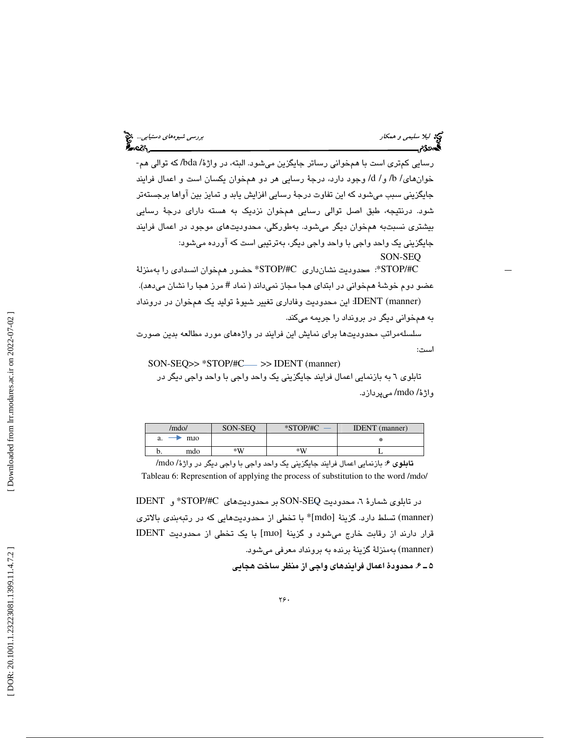رسایی کم‌تری است با هم‌خوانی رساتر جایگزین می‌شود. البته، در واژهٔ /bda/ که توالی هم-خوان‌های /b/ و /d/ وجود دارد، درجهٔ رسایی هر دو همخوان یکسان است و اعمال فرایند جایگزینی سبب می‌شود که این تفاوت درجهٔ رسایی افزایش یابد و تمایز بین آواها برجسته‌تر شود. درنتیجه، طبق اصل توالی رسایی همخوان نزدیک به هسته دارای درجهٔ رسایی بیشتری نسبت‌به همخوان دیگر می‌شود. به‌طورکلی، محدودیت‌های موجود در اعمال فرایند جایگزینی یک واحد واجی با واحد واجی دیگر، به‌ترتیبی است که آورده می‌شود:

SON-SEQ

*STOP/#C: محدودیت نشان‌داری *STOP/#C حضور همخوان انسدادی را به‌منزلهٔ عضو دوم خوشهٔ همخوانی در ابتدای هجا مجاز نمی‌داند ( نماد # مرز هجا را نشان می‌دهد).

IDENT (manner): این محدودیت وفاداری تغییر شیوهٔ تولید یک همخوان در درونداد به همخوانی دیگر در برونداد را جریمه می‌کند.

سلسله‌مراتب محدودیت‌ها برای نمایش این فرایند در واژه‌های مورد مطالعه بدین صورت است:

SON-SEQ>> *STOP/#C___ >> IDENT (manner)

تابلوی ٦ به بازنمایی اعمال فرایند جایگزینی یک واحد واجی با واحد واجی دیگر در واژهٔ /mdo/ می‌پردازد.

| /mdo/ | SON-SEQ | *STOP/#C ___ | IDENT (manner) |
|---|---|---|---|
| a. → mɹo | | | * |
| b. mdo | *W | *W | L |

**تابلوی ۶**: بازنمایی اعمال فرایند جایگزینی یک واحد واجی با واجی دیگر در واژهٔ /mdo/

Tableau 6: Represention of applying the process of substitution to the word /mdo/

در تابلوی شمارهٔ ٦، محدودیت SON-SEQ بر محدودیت‌های *STOP/#C و IDENT (manner) تسلط دارد. گزینهٔ [mdo]* با تخطی از محدودیت‌هایی که در رتبه‌بندی بالاتری قرار دارند از رقابت خارج می‌شود و گزینهٔ [mɹo] با یک تخطی از محدودیت IDENT (manner) به‌منزلهٔ گزینهٔ برنده به برونداد معرفی می‌شود.

### ۵ ـ ۶. محدودهٔ اعمال فرایندهای واجی از منظر ساخت هجایی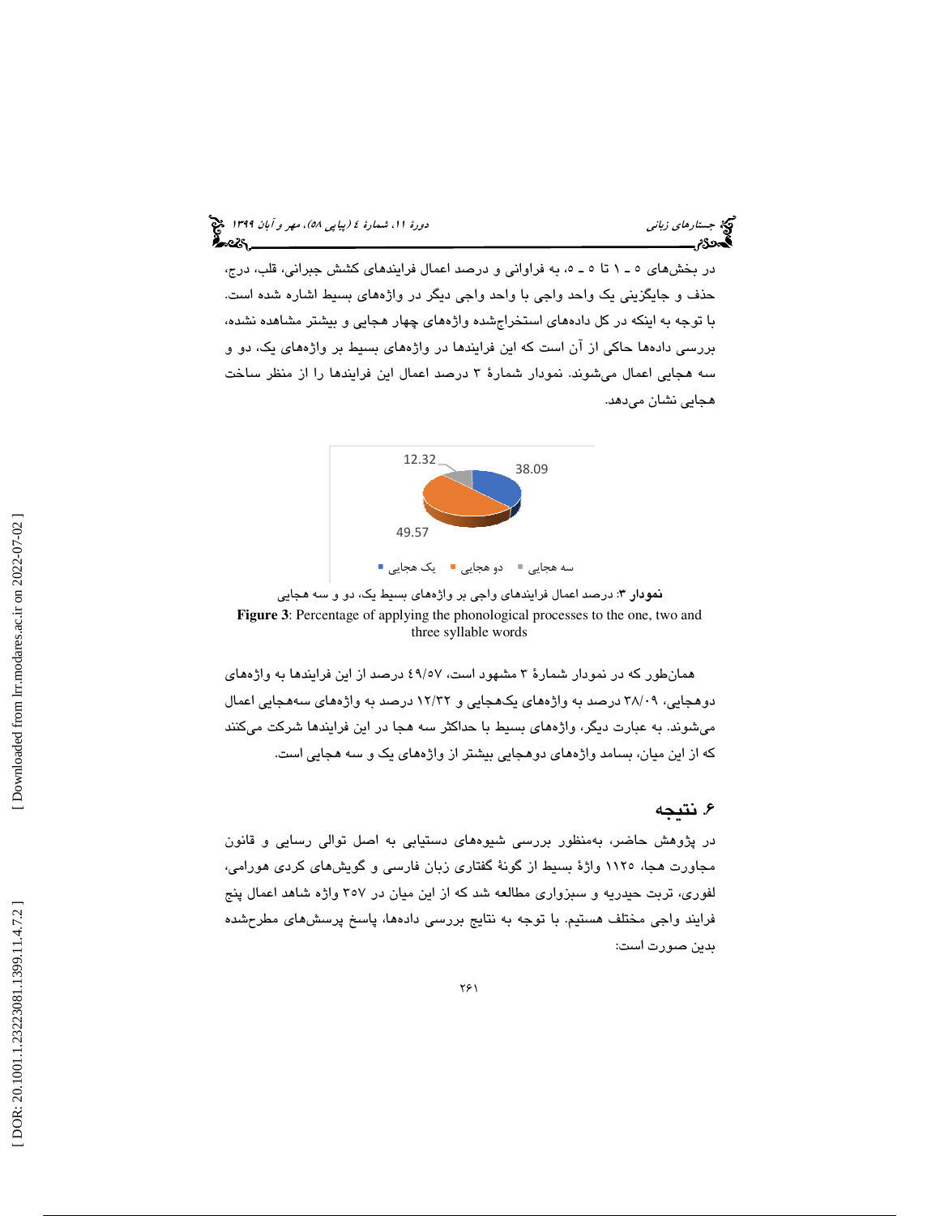در بخش‌های ۵ ـ ۱ تا ۵ ـ ۵، به فراوانی و درصد اعمال فرایندهای کشش جبرانی، قلب، درج، حذف و جایگزینی یک واحد واجی با واحد واجی دیگر در واژه‌های بسیط اشاره شده است. با توجه به اینکه در کل داده‌های استخراج‌شده واژه‌های چهار هجایی و بیشتر مشاهده نشده، بررسی داده‌ها حاکی از آن است که این فرایندها در واژه‌های بسیط بر واژه‌های یک، دو و سه هجایی اعمال می‌شوند. نمودار شمارهٔ ۳ درصد اعمال این فرایندها را از منظر ساخت هجایی نشان می‌دهد.

12.32 | 38.09 | 49.57

سه هجایی ■ دو هجایی ■ یک هجایی ■

**نمودار ۳**: درصد اعمال فرایندهای واجی بر واژه‌های بسیط یک، دو و سه هجایی

**Figure 3**: Percentage of applying the phonological processes to the one, two and three syllable words

همان‌طور که در نمودار شمارهٔ ۳ مشهود است، ۴۹/۵۷ درصد از این فرایندها به واژه‌های دوهجایی، ۳۸/۰۹ درصد به واژه‌های یک‌هجایی و ۱۲/۳۲ درصد به واژه‌های سه‌هجایی اعمال می‌شوند. به عبارت دیگر، واژه‌های بسیط با حداکثر سه هجا در این فرایندها شرکت می‌کنند که از این میان، بسامد واژه‌های دوهجایی بیشتر از واژه‌های یک و سه هجایی است.

## ۶. نتیجه

در پژوهش حاضر، به‌منظور بررسی شیوه‌های دستیابی به اصل توالی رسایی و قانون مجاورت هجا، ۱۱۲۵ واژهٔ بسیط از گونهٔ گفتاری زبان فارسی و گویش‌های کردی هورامی، لفوری، تربت حیدریه و سبزواری مطالعه شد که از این میان در ۳۵۷ واژه شاهد اعمال پنج فرایند واجی مختلف هستیم. با توجه به نتایج بررسی داده‌ها، پاسخ پرسش‌های مطرح‌شده بدین صورت است: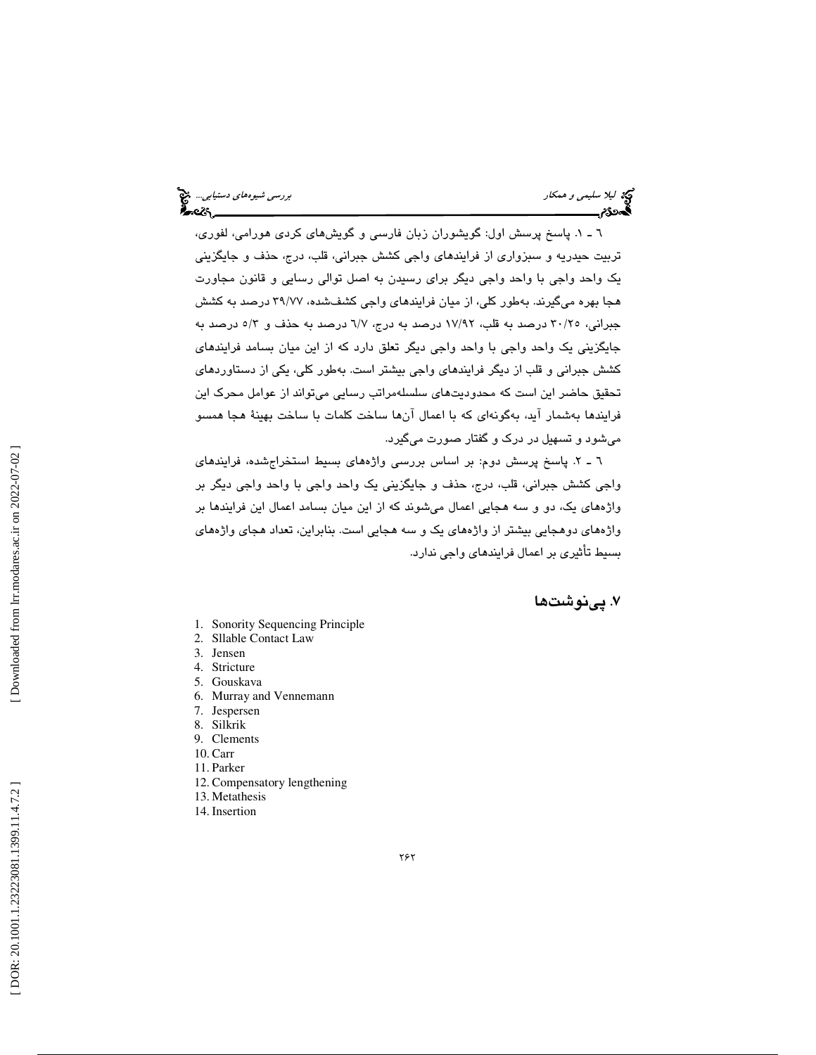٦ ـ ١. پاسخ پرسش اول: گویشوران زبان فارسی و گویش‌های کردی هورامی، لفوری، تربیت حیدریه و سبزواری از فرایندهای واجی کشش جبرانی، قلب، درج، حذف و جایگزینی یک واحد واجی با واحد واجی دیگر برای رسیدن به اصل توالی رسایی و قانون مجاورت هجا بهره می‌گیرند. به‌طور کلی، از میان فرایندهای واجی کشف‌شده، ۳۹/۷۷ درصد به کشش جبرانی، ۳۰/۲۵ درصد به قلب، ۱۷/۹۲ درصد به درج، ٦/٧ درصد به حذف و ۵/۳ درصد به جایگزینی یک واحد واجی با واحد واجی دیگر تعلق دارد که از این میان بسامد فرایندهای کشش جبرانی و قلب از دیگر فرایندهای واجی بیشتر است. به‌طور کلی، یکی از دستاوردهای تحقیق حاضر این است که محدودیت‌های سلسله‌مراتب رسایی می‌تواند از عوامل محرک این فرایندها به‌شمار آید، به‌گونه‌ای که با اعمال آن‌ها ساخت کلمات با ساخت بهینهٔ هجا همسو می‌شود و تسهیل در درک و گفتار صورت می‌گیرد.

٦ ـ ٢. پاسخ پرسش دوم: بر اساس بررسی واژه‌های بسیط استخراج‌شده، فرایندهای واجی کشش جبرانی، قلب، درج، حذف و جایگزینی یک واحد واجی با واحد واجی دیگر بر واژه‌های یک، دو و سه هجایی اعمال می‌شوند که از این میان بسامد اعمال این فرایندها بر واژه‌های دوهجایی بیشتر از واژه‌های یک و سه هجایی است. بنابراین، تعداد هجای واژه‌های بسیط تأثیری بر اعمال فرایندهای واجی ندارد.

## ۷. پی‌نوشت‌ها

1. Sonority Sequencing Principle
2. Sllable Contact Law
3. Jensen
4. Stricture
5. Gouskava
6. Murray and Vennemann
7. Jespersen
8. Silkrik
9. Clements
10. Carr
11. Parker
12. Compensatory lengthening
13. Metathesis
14. Insertion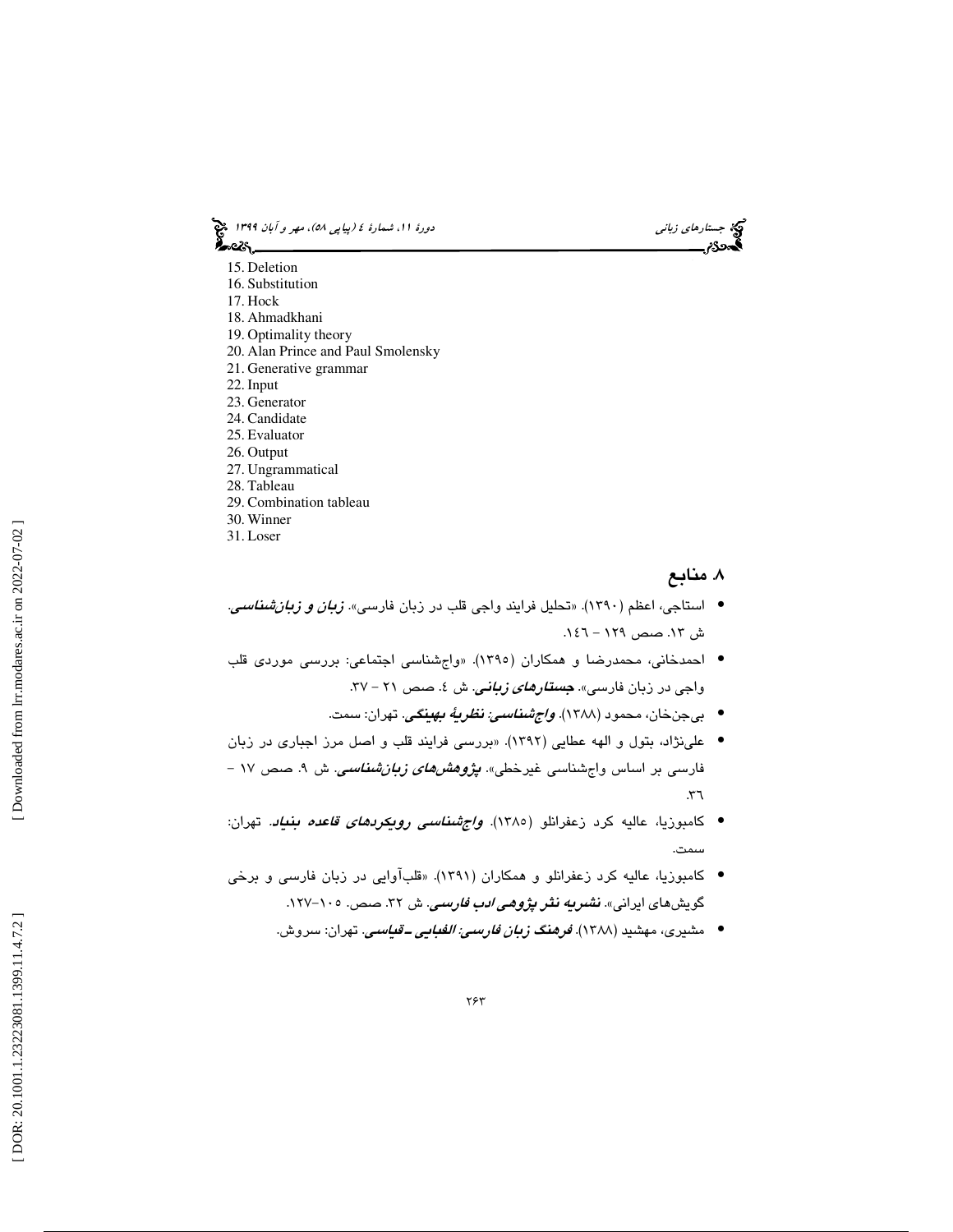15. Deletion
16. Substitution
17. Hock
18. Ahmadkhani
19. Optimality theory
20. Alan Prince and Paul Smolensky
21. Generative grammar
22. Input
23. Generator
24. Candidate
25. Evaluator
26. Output
27. Ungrammatical
28. Tableau
29. Combination tableau
30. Winner
31. Loser

## ۸. منابع

- استاجی، اعظم (۱۳۹۰). «تحلیل فرایند واجی قلب در زبان فارسی». ***زبان و زبان‌شناسی***. ش ۱۳. صص ۱۲۹ - ۱۴۶.
- احمدخانی، محمدرضا و همکاران (۱۳۹۵). «واج‌شناسی اجتماعی: بررسی موردی قلب واجی در زبان فارسی». ***جستارهای زبانی***. ش ٤. صص ۲۱ - ۳۷.
- بی‌جن‌خان، محمود (۱۳۸۸). ***واج‌شناسی: نظریهٔ بهینگی***. تهران: سمت.
- علی‌نژاد، بتول و الهه عطایی (۱۳۹۲). «بررسی فرایند قلب و اصل مرز اجباری در زبان فارسی بر اساس واج‌شناسی غیرخطی». ***پژوهش‌های زبان‌شناسی***. ش ۹. صص ۱۷ - ۳٦.
- کامبوزیا، عالیه کرد زعفرانلو (۱۳۸۵). ***واج‌شناسی رویکردهای قاعده بنیاد***. تهران: سمت.
- کامبوزیا، عالیه کرد زعفرانلو و همکاران (۱۳۹۱). «قلب‌آوایی در زبان فارسی و برخی گویش‌های ایرانی». ***نشریه نثر پژوهی ادب فارسی***. ش ۳۲. صص. ۱۰۵-۱۲۷.
- مشیری، مهشید (۱۳۸۸). ***فرهنگ زبان فارسی: الفبایی ـ قیاسی***. تهران: سروش.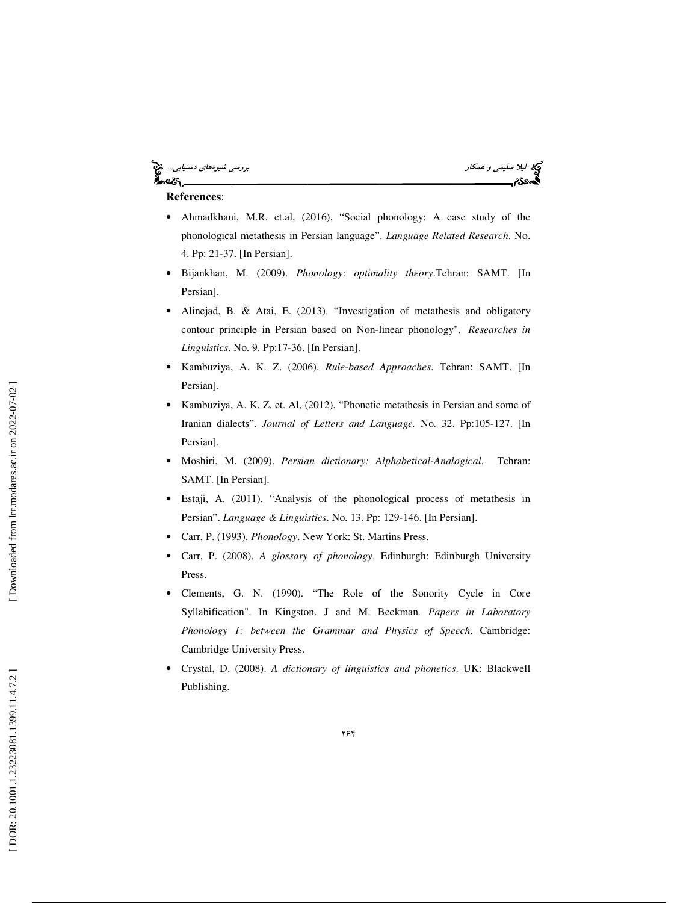**References**:

- Ahmadkhani, M.R. et.al, (2016), "Social phonology: A case study of the phonological metathesis in Persian language". *Language Related Research*. No. 4. Pp: 21-37. [In Persian].
- Bijankhan, M. (2009). *Phonology*: *optimality theory*.Tehran: SAMT. [In Persian].
- Alinejad, B. & Atai, E. (2013). "Investigation of metathesis and obligatory contour principle in Persian based on Non-linear phonology". *Researches in Linguistics*. No. 9. Pp:17-36. [In Persian].
- Kambuziya, A. K. Z. (2006). *Rule-based Approaches*. Tehran: SAMT. [In Persian].
- Kambuziya, A. K. Z. et. Al, (2012), "Phonetic metathesis in Persian and some of Iranian dialects". *Journal of Letters and Language.* No. 32. Pp:105-127. [In Persian].
- Moshiri, M. (2009). *Persian dictionary: Alphabetical-Analogical*. Tehran: SAMT. [In Persian].
- Estaji, A. (2011). "Analysis of the phonological process of metathesis in Persian". *Language & Linguistics*. No. 13. Pp: 129-146. [In Persian].
- Carr, P. (1993). *Phonology*. New York: St. Martins Press.
- Carr, P. (2008). *A glossary of phonology*. Edinburgh: Edinburgh University Press.
- Clements, G. N. (1990). "The Role of the Sonority Cycle in Core Syllabification". In Kingston. J and M. Beckman*. Papers in Laboratory Phonology 1: between the Grammar and Physics of Speech*. Cambridge: Cambridge University Press.
- Crystal, D. (2008). *A dictionary of linguistics and phonetics*. UK: Blackwell Publishing.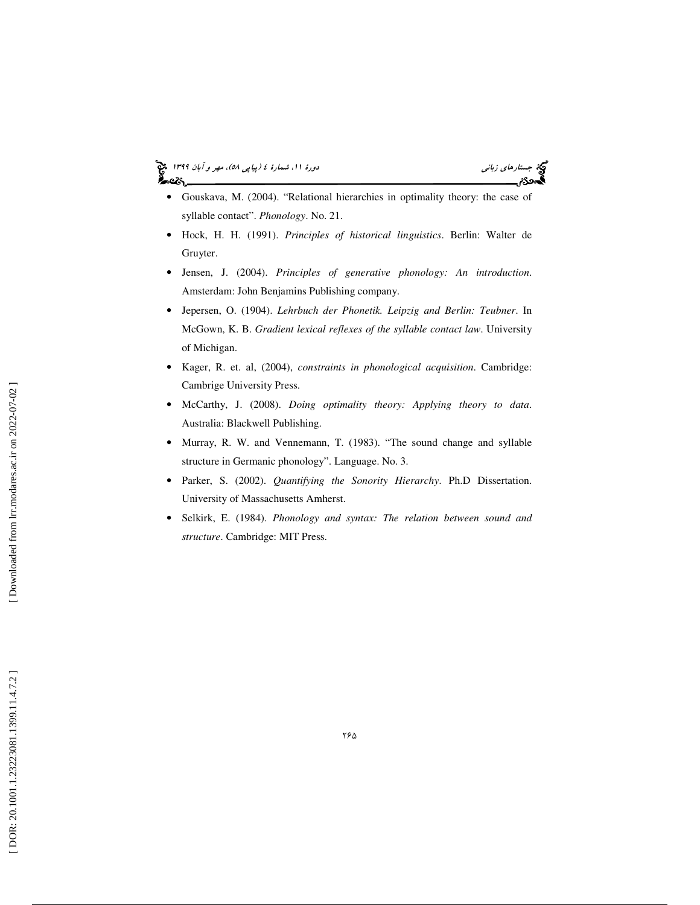- Gouskava, M. (2004). "Relational hierarchies in optimality theory: the case of syllable contact". *Phonology*. No. 21.
- Hock, H. H. (1991). *Principles of historical linguistics*. Berlin: Walter de Gruyter.
- Jensen, J. (2004). *Principles of generative phonology: An introduction*. Amsterdam: John Benjamins Publishing company.
- Jepersen, O. (1904). *Lehrbuch der Phonetik. Leipzig and Berlin: Teubner*. In McGown, K. B. *Gradient lexical reflexes of the syllable contact law*. University of Michigan.
- Kager, R. et. al, (2004), *constraints in phonological acquisition*. Cambridge: Cambrige University Press.
- McCarthy, J. (2008). *Doing optimality theory: Applying theory to data*. Australia: Blackwell Publishing.
- Murray, R. W. and Vennemann, T. (1983). "The sound change and syllable structure in Germanic phonology". Language. No. 3.
- Parker, S. (2002). *Quantifying the Sonority Hierarchy*. Ph.D Dissertation. University of Massachusetts Amherst.
- Selkirk, E. (1984). *Phonology and syntax: The relation between sound and structure*. Cambridge: MIT Press.